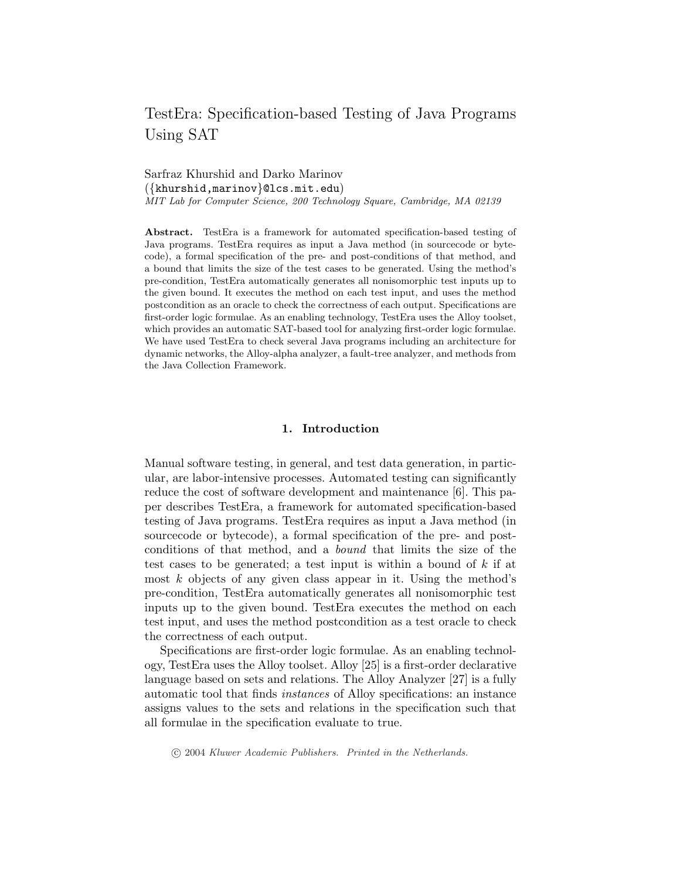# TestEra: Specification-based Testing of Java Programs Using SAT

Sarfraz Khurshid and Darko Marinov
({khurshid,marinov}@lcs.mit.edu)
*MIT Lab for Computer Science, 200 Technology Square, Cambridge, MA 02139*

**Abstract.** TestEra is a framework for automated specification-based testing of Java programs. TestEra requires as input a Java method (in sourcecode or bytecode), a formal specification of the pre- and post-conditions of that method, and a bound that limits the size of the test cases to be generated. Using the method's pre-condition, TestEra automatically generates all nonisomorphic test inputs up to the given bound. It executes the method on each test input, and uses the method postcondition as an oracle to check the correctness of each output. Specifications are first-order logic formulae. As an enabling technology, TestEra uses the Alloy toolset, which provides an automatic SAT-based tool for analyzing first-order logic formulae. We have used TestEra to check several Java programs including an architecture for dynamic networks, the Alloy-alpha analyzer, a fault-tree analyzer, and methods from the Java Collection Framework.

## 1. Introduction

Manual software testing, in general, and test data generation, in particular, are labor-intensive processes. Automated testing can significantly reduce the cost of software development and maintenance [6]. This paper describes TestEra, a framework for automated specification-based testing of Java programs. TestEra requires as input a Java method (in sourcecode or bytecode), a formal specification of the pre- and post-conditions of that method, and a *bound* that limits the size of the test cases to be generated; a test input is within a bound of $k$ if at most $k$ objects of any given class appear in it. Using the method's pre-condition, TestEra automatically generates all nonisomorphic test inputs up to the given bound. TestEra executes the method on each test input, and uses the method postcondition as a test oracle to check the correctness of each output.

Specifications are first-order logic formulae. As an enabling technology, TestEra uses the Alloy toolset. Alloy [25] is a first-order declarative language based on sets and relations. The Alloy Analyzer [27] is a fully automatic tool that finds *instances* of Alloy specifications: an instance assigns values to the sets and relations in the specification such that all formulae in the specification evaluate to true.

© 2004 *Kluwer Academic Publishers. Printed in the Netherlands.*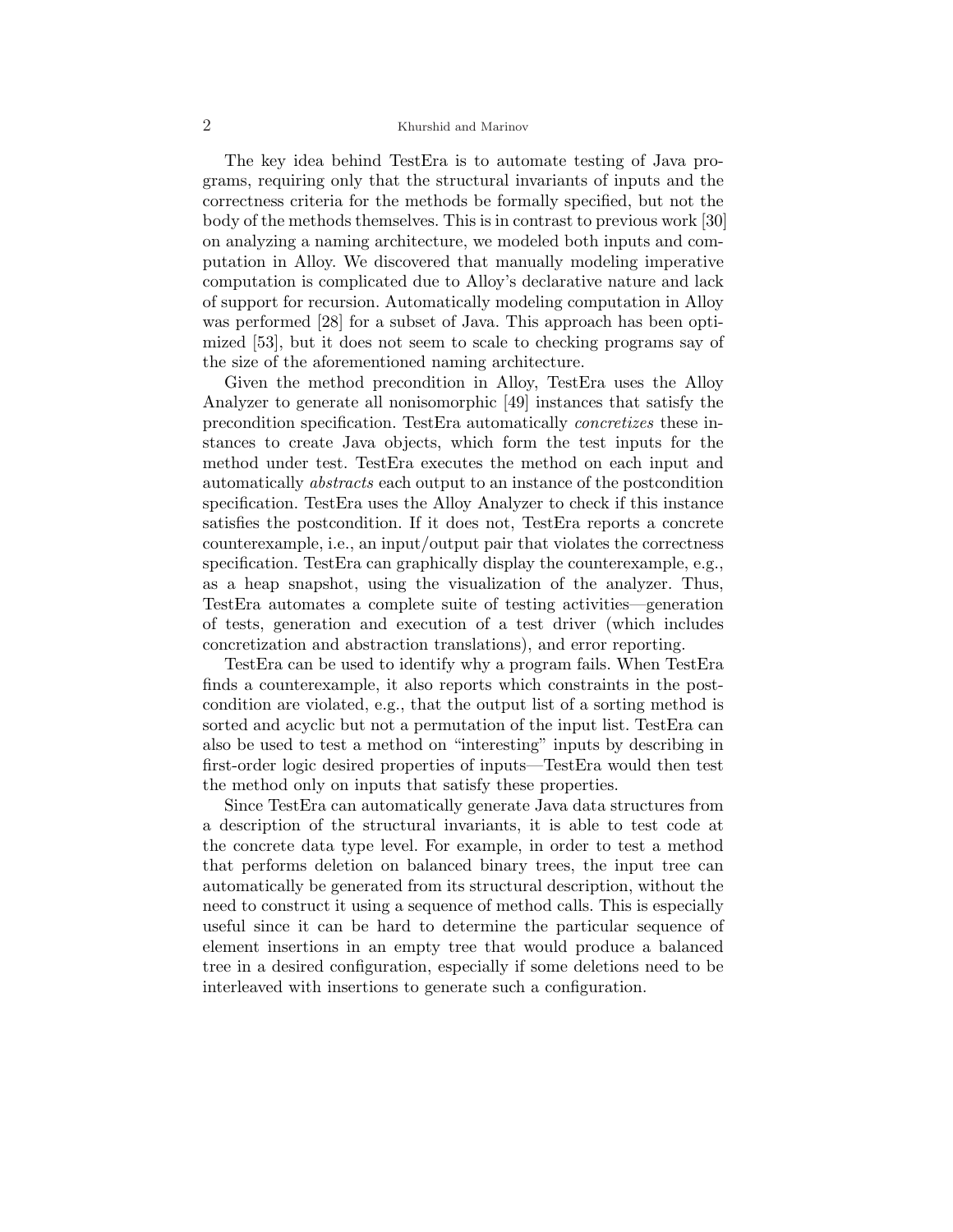The key idea behind TestEra is to automate testing of Java programs, requiring only that the structural invariants of inputs and the correctness criteria for the methods be formally specified, but not the body of the methods themselves. This is in contrast to previous work [30] on analyzing a naming architecture, we modeled both inputs and computation in Alloy. We discovered that manually modeling imperative computation is complicated due to Alloy's declarative nature and lack of support for recursion. Automatically modeling computation in Alloy was performed [28] for a subset of Java. This approach has been optimized [53], but it does not seem to scale to checking programs say of the size of the aforementioned naming architecture.

Given the method precondition in Alloy, TestEra uses the Alloy Analyzer to generate all nonisomorphic [49] instances that satisfy the precondition specification. TestEra automatically *concretizes* these instances to create Java objects, which form the test inputs for the method under test. TestEra executes the method on each input and automatically *abstracts* each output to an instance of the postcondition specification. TestEra uses the Alloy Analyzer to check if this instance satisfies the postcondition. If it does not, TestEra reports a concrete counterexample, i.e., an input/output pair that violates the correctness specification. TestEra can graphically display the counterexample, e.g., as a heap snapshot, using the visualization of the analyzer. Thus, TestEra automates a complete suite of testing activities—generation of tests, generation and execution of a test driver (which includes concretization and abstraction translations), and error reporting.

TestEra can be used to identify why a program fails. When TestEra finds a counterexample, it also reports which constraints in the postcondition are violated, e.g., that the output list of a sorting method is sorted and acyclic but not a permutation of the input list. TestEra can also be used to test a method on "interesting" inputs by describing in first-order logic desired properties of inputs—TestEra would then test the method only on inputs that satisfy these properties.

Since TestEra can automatically generate Java data structures from a description of the structural invariants, it is able to test code at the concrete data type level. For example, in order to test a method that performs deletion on balanced binary trees, the input tree can automatically be generated from its structural description, without the need to construct it using a sequence of method calls. This is especially useful since it can be hard to determine the particular sequence of element insertions in an empty tree that would produce a balanced tree in a desired configuration, especially if some deletions need to be interleaved with insertions to generate such a configuration.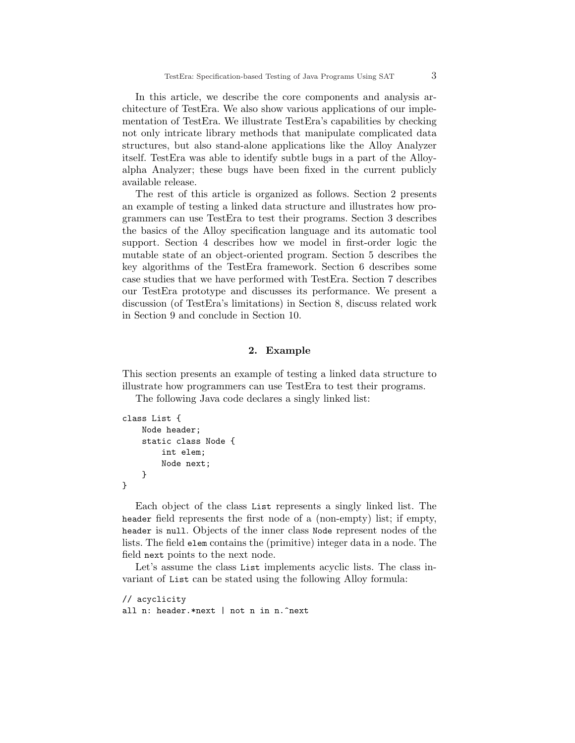In this article, we describe the core components and analysis architecture of TestEra. We also show various applications of our implementation of TestEra. We illustrate TestEra's capabilities by checking not only intricate library methods that manipulate complicated data structures, but also stand-alone applications like the Alloy Analyzer itself. TestEra was able to identify subtle bugs in a part of the Alloy-alpha Analyzer; these bugs have been fixed in the current publicly available release.

The rest of this article is organized as follows. Section 2 presents an example of testing a linked data structure and illustrates how programmers can use TestEra to test their programs. Section 3 describes the basics of the Alloy specification language and its automatic tool support. Section 4 describes how we model in first-order logic the mutable state of an object-oriented program. Section 5 describes the key algorithms of the TestEra framework. Section 6 describes some case studies that we have performed with TestEra. Section 7 describes our TestEra prototype and discusses its performance. We present a discussion (of TestEra's limitations) in Section 8, discuss related work in Section 9 and conclude in Section 10.

## 2. Example

This section presents an example of testing a linked data structure to illustrate how programmers can use TestEra to test their programs.

The following Java code declares a singly linked list:

```
class List {
    Node header;
    static class Node {
        int elem;
        Node next;
    }
}
```

Each object of the class `List` represents a singly linked list. The `header` field represents the first node of a (non-empty) list; if empty, `header` is `null`. Objects of the inner class `Node` represent nodes of the lists. The field `elem` contains the (primitive) integer data in a node. The field `next` points to the next node.

Let's assume the class `List` implements acyclic lists. The class invariant of `List` can be stated using the following Alloy formula:

```
// acyclicity
all n: header.*next | not n in n.^next
```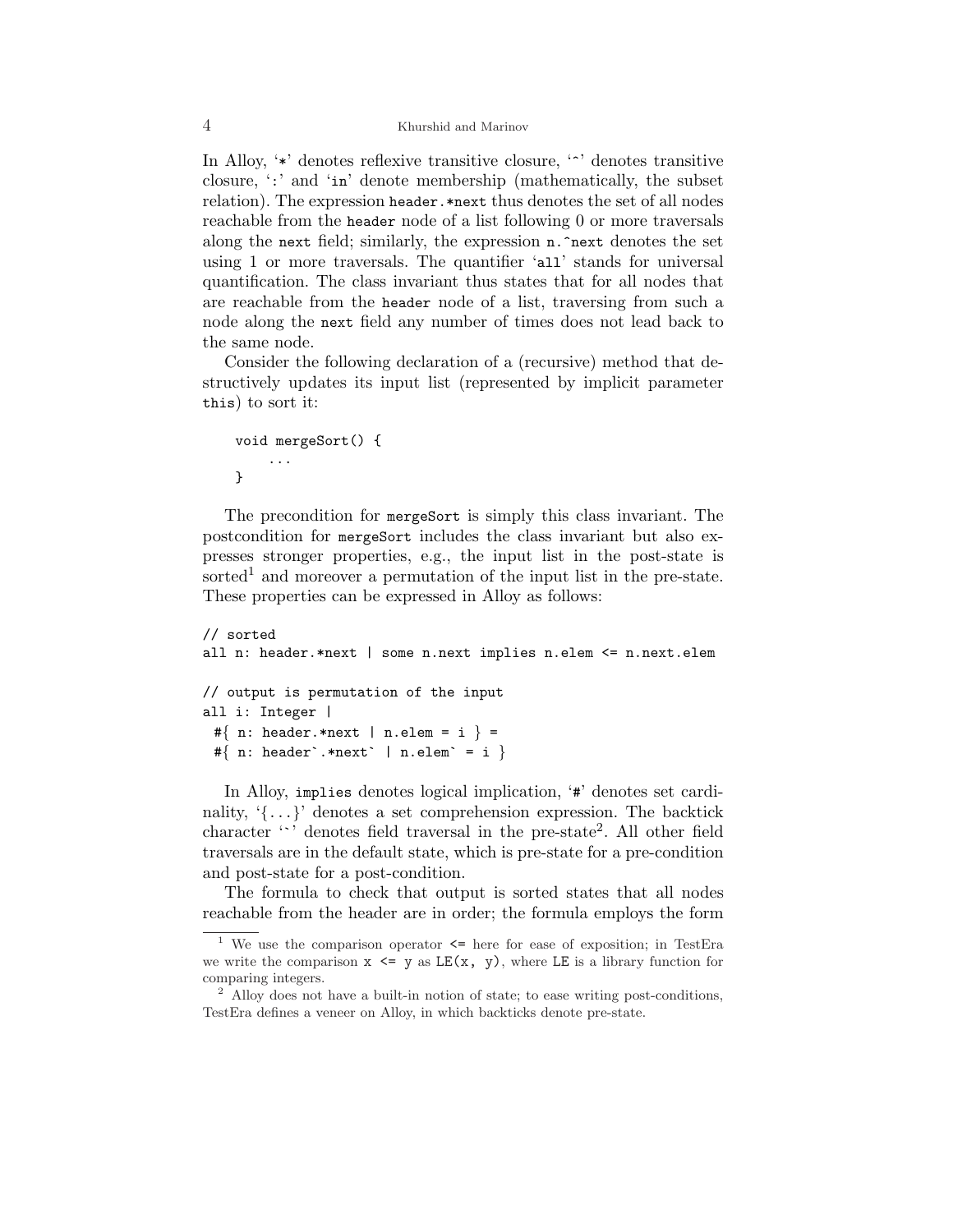In Alloy, '`*`' denotes reflexive transitive closure, '`^`' denotes transitive closure, '`:`' and '`in`' denote membership (mathematically, the subset relation). The expression `header.*next` thus denotes the set of all nodes reachable from the `header` node of a list following 0 or more traversals along the `next` field; similarly, the expression `n.^next` denotes the set using 1 or more traversals. The quantifier '`all`' stands for universal quantification. The class invariant thus states that for all nodes that are reachable from the `header` node of a list, traversing from such a node along the `next` field any number of times does not lead back to the same node.

Consider the following declaration of a (recursive) method that destructively updates its input list (represented by implicit parameter `this`) to sort it:

```
void mergeSort() {
    ...
}
```

The precondition for `mergeSort` is simply this class invariant. The postcondition for `mergeSort` includes the class invariant but also expresses stronger properties, e.g., the input list in the post-state is sorted[1] and moreover a permutation of the input list in the pre-state. These properties can be expressed in Alloy as follows:

```
// sorted
all n: header.*next | some n.next implies n.elem <= n.next.elem

// output is permutation of the input
all i: Integer |
 #{ n: header.*next | n.elem = i } =
 #{ n: header`.*next` | n.elem` = i }
```

In Alloy, `implies` denotes logical implication, '`#`' denotes set cardinality, '`{...}`' denotes a set comprehension expression. The backtick character '`` ` ``' denotes field traversal in the pre-state[2]. All other field traversals are in the default state, which is pre-state for a pre-condition and post-state for a post-condition.

The formula to check that output is sorted states that all nodes reachable from the header are in order; the formula employs the form

---

[1] We use the comparison operator `<=` here for ease of exposition; in TestEra we write the comparison `x <= y` as `LE(x, y)`, where `LE` is a library function for comparing integers.

[2] Alloy does not have a built-in notion of state; to ease writing post-conditions, TestEra defines a veneer on Alloy, in which backticks denote pre-state.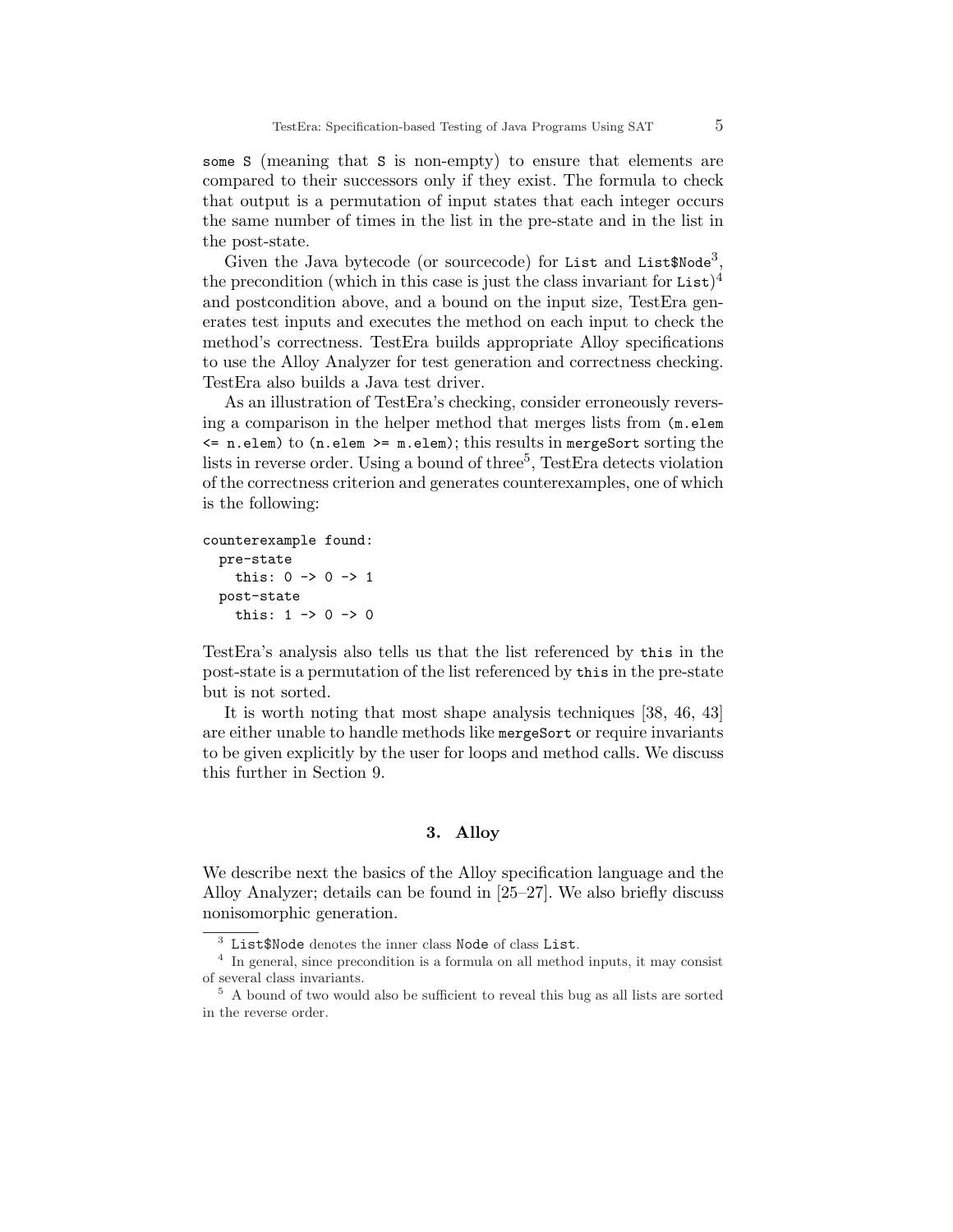`some S` (meaning that `S` is non-empty) to ensure that elements are compared to their successors only if they exist. The formula to check that output is a permutation of input states that each integer occurs the same number of times in the list in the pre-state and in the list in the post-state.

Given the Java bytecode (or sourcecode) for `List` and `List$Node`[3], the precondition (which in this case is just the class invariant for `List`)[4] and postcondition above, and a bound on the input size, TestEra generates test inputs and executes the method on each input to check the method's correctness. TestEra builds appropriate Alloy specifications to use the Alloy Analyzer for test generation and correctness checking. TestEra also builds a Java test driver.

As an illustration of TestEra's checking, consider erroneously reversing a comparison in the helper method that merges lists from `(m.elem <= n.elem)` to `(n.elem >= m.elem)`; this results in `mergeSort` sorting the lists in reverse order. Using a bound of three[5], TestEra detects violation of the correctness criterion and generates counterexamples, one of which is the following:

```
counterexample found:
  pre-state
    this: 0 -> 0 -> 1
  post-state
    this: 1 -> 0 -> 0
```

TestEra's analysis also tells us that the list referenced by `this` in the post-state is a permutation of the list referenced by `this` in the pre-state but is not sorted.

It is worth noting that most shape analysis techniques [38, 46, 43] are either unable to handle methods like `mergeSort` or require invariants to be given explicitly by the user for loops and method calls. We discuss this further in Section 9.

## 3. Alloy

We describe next the basics of the Alloy specification language and the Alloy Analyzer; details can be found in [25–27]. We also briefly discuss nonisomorphic generation.

---

[3] `List$Node` denotes the inner class `Node` of class `List`.

[4] In general, since precondition is a formula on all method inputs, it may consist of several class invariants.

[5] A bound of two would also be sufficient to reveal this bug as all lists are sorted in the reverse order.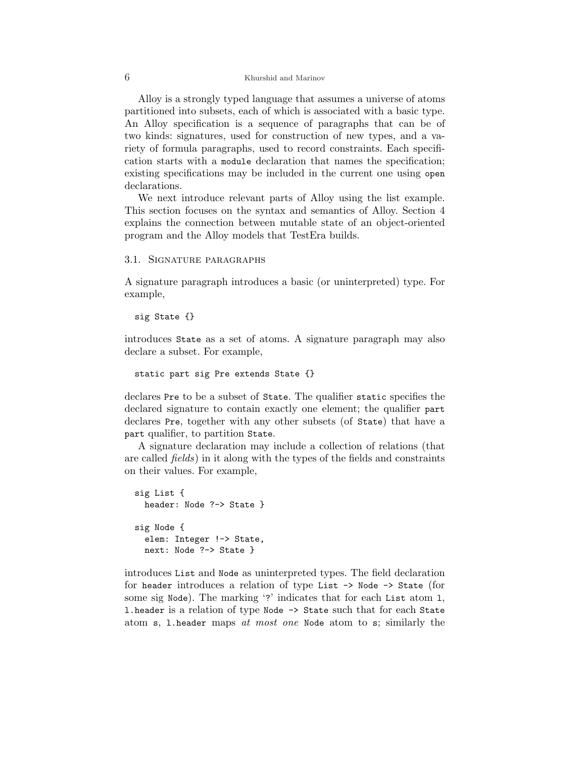Alloy is a strongly typed language that assumes a universe of atoms partitioned into subsets, each of which is associated with a basic type. An Alloy specification is a sequence of paragraphs that can be of two kinds: signatures, used for construction of new types, and a variety of formula paragraphs, used to record constraints. Each specification starts with a `module` declaration that names the specification; existing specifications may be included in the current one using `open` declarations.

We next introduce relevant parts of Alloy using the list example. This section focuses on the syntax and semantics of Alloy. Section 4 explains the connection between mutable state of an object-oriented program and the Alloy models that TestEra builds.

### 3.1. Signature paragraphs

A signature paragraph introduces a basic (or uninterpreted) type. For example,

```
sig State {}
```

introduces `State` as a set of atoms. A signature paragraph may also declare a subset. For example,

```
static part sig Pre extends State {}
```

declares `Pre` to be a subset of `State`. The qualifier `static` specifies the declared signature to contain exactly one element; the qualifier `part` declares `Pre`, together with any other subsets (of `State`) that have a `part` qualifier, to partition `State`.

A signature declaration may include a collection of relations (that are called *fields*) in it along with the types of the fields and constraints on their values. For example,

```
sig List {
  header: Node ?-> State }

sig Node {
  elem: Integer !-> State,
  next: Node ?-> State }
```

introduces `List` and `Node` as uninterpreted types. The field declaration for `header` introduces a relation of type `List -> Node -> State` (for some sig `Node`). The marking '`?`' indicates that for each `List` atom `l`, `l.header` is a relation of type `Node -> State` such that for each `State` atom `s`, `l.header` maps *at most one* `Node` atom to `s`; similarly the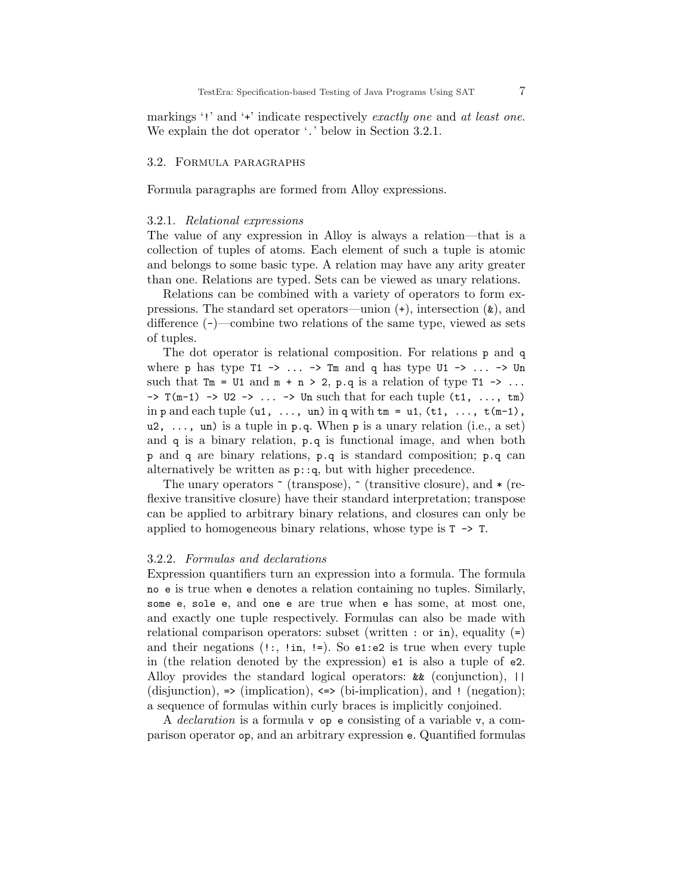markings '`!`' and '`+`' indicate respectively *exactly one* and *at least one*. We explain the dot operator '`.`' below in Section 3.2.1.

## 3.2. Formula paragraphs

Formula paragraphs are formed from Alloy expressions.

### 3.2.1. *Relational expressions*

The value of any expression in Alloy is always a relation—that is a collection of tuples of atoms. Each element of such a tuple is atomic and belongs to some basic type. A relation may have any arity greater than one. Relations are typed. Sets can be viewed as unary relations.

Relations can be combined with a variety of operators to form expressions. The standard set operators—union (`+`), intersection (`&`), and difference (`-`)—combine two relations of the same type, viewed as sets of tuples.

The dot operator is relational composition. For relations `p` and `q` where `p` has type `T1 -> ... -> Tm` and `q` has type `U1 -> ... -> Un` such that `Tm = U1` and `m + n > 2`, `p.q` is a relation of type `T1 -> ... -> T(m-1) -> U2 -> ... -> Un` such that for each tuple `(t1, ..., tm)` in `p` and each tuple `(u1, ..., un)` in `q` with `tm = u1`, `(t1, ..., t(m-1), u2, ..., un)` is a tuple in `p.q`. When `p` is a unary relation (i.e., a set) and `q` is a binary relation, `p.q` is functional image, and when both `p` and `q` are binary relations, `p.q` is standard composition; `p.q` can alternatively be written as `p::q`, but with higher precedence.

The unary operators `~` (transpose), `^` (transitive closure), and `*` (reflexive transitive closure) have their standard interpretation; transpose can be applied to arbitrary binary relations, and closures can only be applied to homogeneous binary relations, whose type is `T -> T`.

### 3.2.2. *Formulas and declarations*

Expression quantifiers turn an expression into a formula. The formula `no e` is true when `e` denotes a relation containing no tuples. Similarly, `some e`, `sole e`, and `one e` are true when `e` has some, at most one, and exactly one tuple respectively. Formulas can also be made with relational comparison operators: subset (written `:` or `in`), equality (`=`) and their negations (`!:`, `!in`, `!=`). So `e1:e2` is true when every tuple in (the relation denoted by the expression) `e1` is also a tuple of `e2`. Alloy provides the standard logical operators: `&&` (conjunction), `||` (disjunction), `=>` (implication), `<=>` (bi-implication), and `!` (negation); a sequence of formulas within curly braces is implicitly conjoined.

A *declaration* is a formula `v op e` consisting of a variable `v`, a comparison operator `op`, and an arbitrary expression `e`. Quantified formulas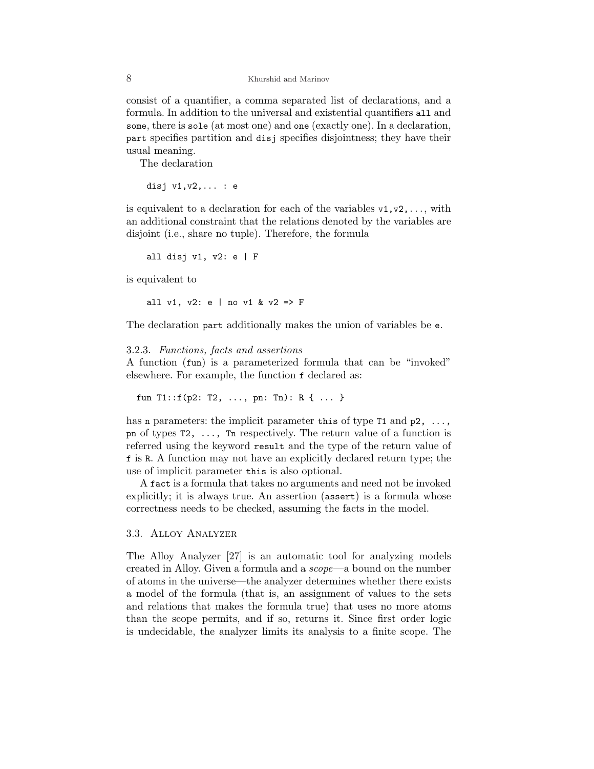consist of a quantifier, a comma separated list of declarations, and a formula. In addition to the universal and existential quantifiers `all` and `some`, there is `sole` (at most one) and `one` (exactly one). In a declaration, `part` specifies partition and `disj` specifies disjointness; they have their usual meaning.

The declaration

```
disj v1,v2,... : e
```

is equivalent to a declaration for each of the variables `v1,v2,...`, with an additional constraint that the relations denoted by the variables are disjoint (i.e., share no tuple). Therefore, the formula

```
all disj v1, v2: e | F
```

is equivalent to

```
all v1, v2: e | no v1 & v2 => F
```

The declaration `part` additionally makes the union of variables be `e`.

### 3.2.3. *Functions, facts and assertions*

A function (`fun`) is a parameterized formula that can be "invoked" elsewhere. For example, the function `f` declared as:

```
fun T1::f(p2: T2, ..., pn: Tn): R { ... }
```

has `n` parameters: the implicit parameter `this` of type `T1` and `p2, ...,` `pn` of types `T2, ..., Tn` respectively. The return value of a function is referred using the keyword `result` and the type of the return value of `f` is `R`. A function may not have an explicitly declared return type; the use of implicit parameter `this` is also optional.

A `fact` is a formula that takes no arguments and need not be invoked explicitly; it is always true. An assertion (`assert`) is a formula whose correctness needs to be checked, assuming the facts in the model.

## 3.3. Alloy Analyzer

The Alloy Analyzer [27] is an automatic tool for analyzing models created in Alloy. Given a formula and a *scope*—a bound on the number of atoms in the universe—the analyzer determines whether there exists a model of the formula (that is, an assignment of values to the sets and relations that makes the formula true) that uses no more atoms than the scope permits, and if so, returns it. Since first order logic is undecidable, the analyzer limits its analysis to a finite scope. The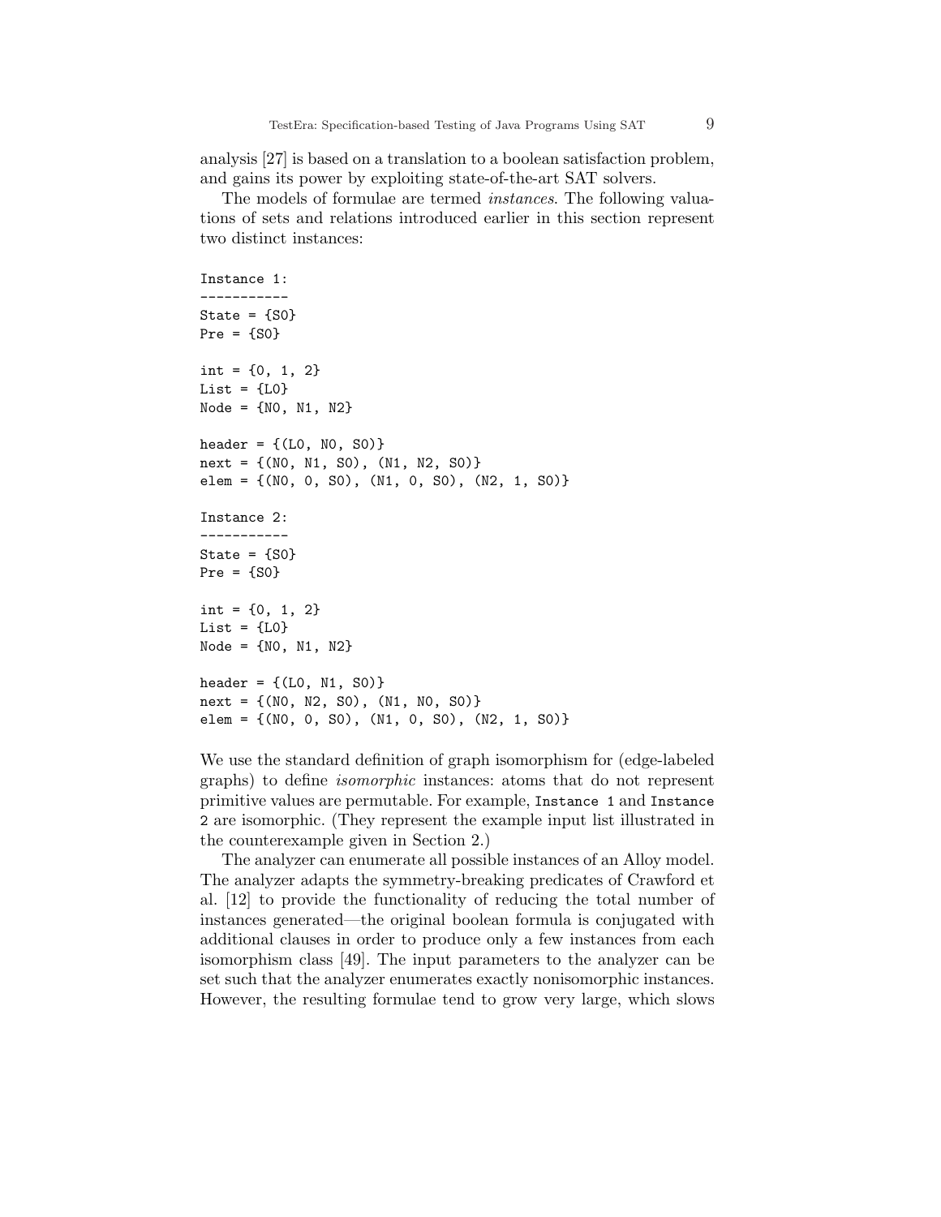analysis [27] is based on a translation to a boolean satisfaction problem, and gains its power by exploiting state-of-the-art SAT solvers.

The models of formulae are termed *instances*. The following valuations of sets and relations introduced earlier in this section represent two distinct instances:

```
Instance 1:
-----------
State = {S0}
Pre = {S0}

int = {0, 1, 2}
List = {L0}
Node = {N0, N1, N2}

header = {(L0, N0, S0)}
next = {(N0, N1, S0), (N1, N2, S0)}
elem = {(N0, 0, S0), (N1, 0, S0), (N2, 1, S0)}

Instance 2:
-----------
State = {S0}
Pre = {S0}

int = {0, 1, 2}
List = {L0}
Node = {N0, N1, N2}

header = {(L0, N1, S0)}
next = {(N0, N2, S0), (N1, N0, S0)}
elem = {(N0, 0, S0), (N1, 0, S0), (N2, 1, S0)}
```

We use the standard definition of graph isomorphism for (edge-labeled graphs) to define *isomorphic* instances: atoms that do not represent primitive values are permutable. For example, `Instance 1` and `Instance 2` are isomorphic. (They represent the example input list illustrated in the counterexample given in Section 2.)

The analyzer can enumerate all possible instances of an Alloy model. The analyzer adapts the symmetry-breaking predicates of Crawford et al. [12] to provide the functionality of reducing the total number of instances generated—the original boolean formula is conjugated with additional clauses in order to produce only a few instances from each isomorphism class [49]. The input parameters to the analyzer can be set such that the analyzer enumerates exactly nonisomorphic instances. However, the resulting formulae tend to grow very large, which slows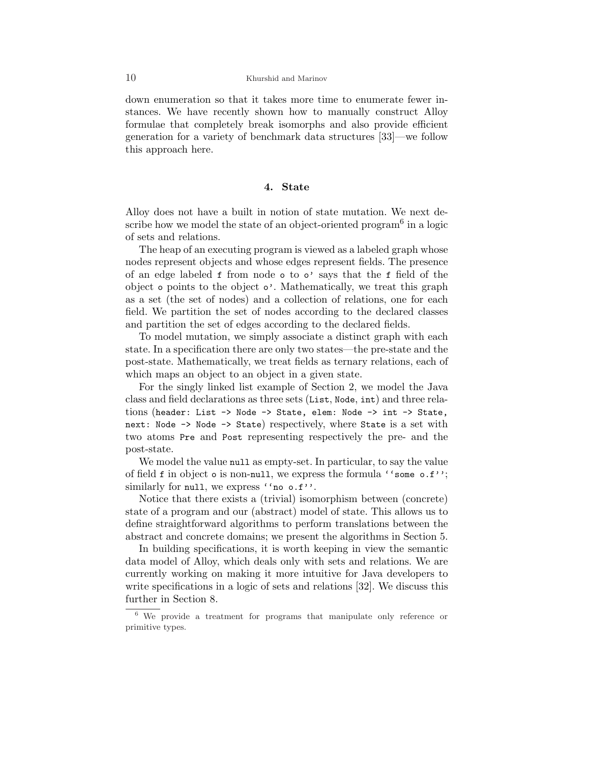down enumeration so that it takes more time to enumerate fewer instances. We have recently shown how to manually construct Alloy formulae that completely break isomorphs and also provide efficient generation for a variety of benchmark data structures [33]—we follow this approach here.

## 4. State

Alloy does not have a built in notion of state mutation. We next describe how we model the state of an object-oriented program[6] in a logic of sets and relations.

The heap of an executing program is viewed as a labeled graph whose nodes represent objects and whose edges represent fields. The presence of an edge labeled `f` from node `o` to `o'` says that the `f` field of the object `o` points to the object `o'`. Mathematically, we treat this graph as a set (the set of nodes) and a collection of relations, one for each field. We partition the set of nodes according to the declared classes and partition the set of edges according to the declared fields.

To model mutation, we simply associate a distinct graph with each state. In a specification there are only two states—the pre-state and the post-state. Mathematically, we treat fields as ternary relations, each of which maps an object to an object in a given state.

For the singly linked list example of Section 2, we model the Java class and field declarations as three sets (`List`, `Node`, `int`) and three relations (`header: List -> Node -> State, elem: Node -> int -> State, next: Node -> Node -> State`) respectively, where `State` is a set with two atoms `Pre` and `Post` representing respectively the pre- and the post-state.

We model the value `null` as empty-set. In particular, to say the value of field `f` in object `o` is non-`null`, we express the formula ``some o.f''; similarly for `null`, we express ``no o.f''.

Notice that there exists a (trivial) isomorphism between (concrete) state of a program and our (abstract) model of state. This allows us to define straightforward algorithms to perform translations between the abstract and concrete domains; we present the algorithms in Section 5.

In building specifications, it is worth keeping in view the semantic data model of Alloy, which deals only with sets and relations. We are currently working on making it more intuitive for Java developers to write specifications in a logic of sets and relations [32]. We discuss this further in Section 8.

[6] We provide a treatment for programs that manipulate only reference or primitive types.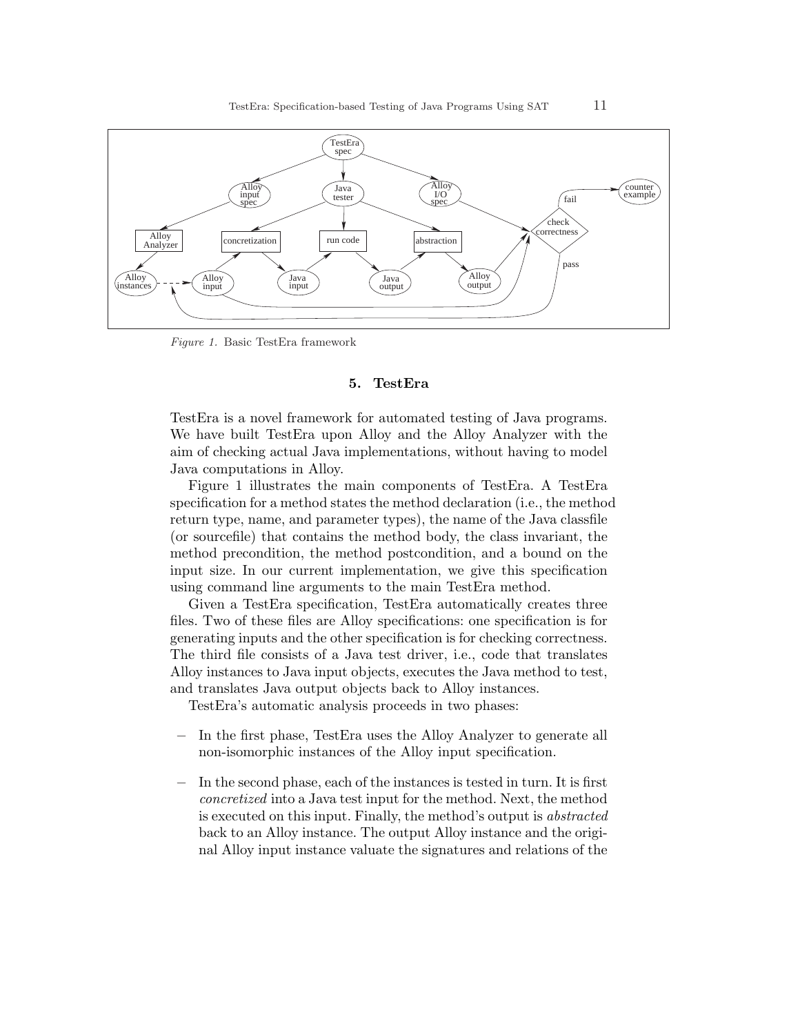*Figure 1.* Basic TestEra framework

## 5. TestEra

TestEra is a novel framework for automated testing of Java programs. We have built TestEra upon Alloy and the Alloy Analyzer with the aim of checking actual Java implementations, without having to model Java computations in Alloy.

Figure 1 illustrates the main components of TestEra. A TestEra specification for a method states the method declaration (i.e., the method return type, name, and parameter types), the name of the Java classfile (or sourcefile) that contains the method body, the class invariant, the method precondition, the method postcondition, and a bound on the input size. In our current implementation, we give this specification using command line arguments to the main TestEra method.

Given a TestEra specification, TestEra automatically creates three files. Two of these files are Alloy specifications: one specification is for generating inputs and the other specification is for checking correctness. The third file consists of a Java test driver, i.e., code that translates Alloy instances to Java input objects, executes the Java method to test, and translates Java output objects back to Alloy instances.

TestEra's automatic analysis proceeds in two phases:

- In the first phase, TestEra uses the Alloy Analyzer to generate all non-isomorphic instances of the Alloy input specification.

- In the second phase, each of the instances is tested in turn. It is first *concretized* into a Java test input for the method. Next, the method is executed on this input. Finally, the method's output is *abstracted* back to an Alloy instance. The output Alloy instance and the original Alloy input instance valuate the signatures and relations of the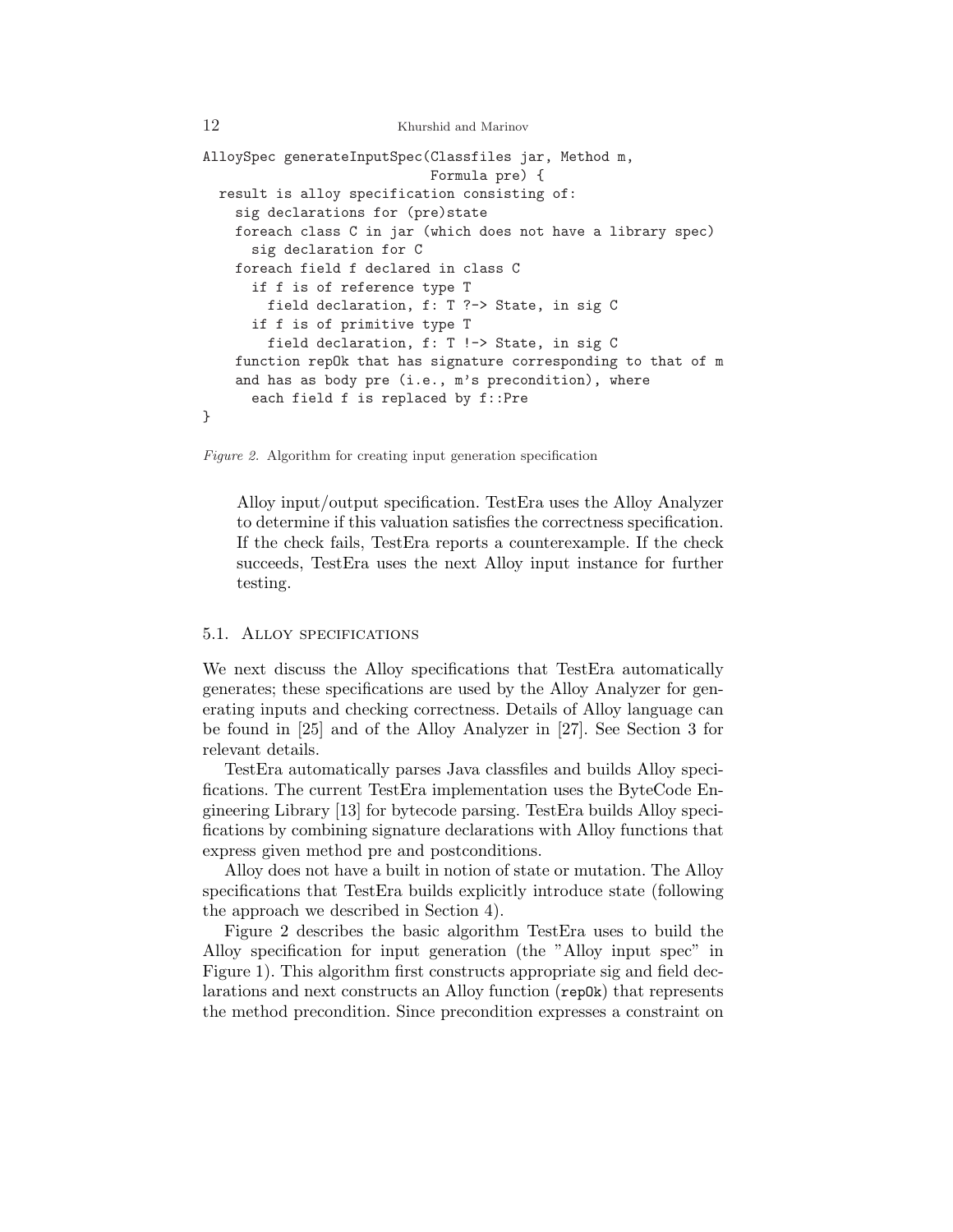```
AlloySpec generateInputSpec(Classfiles jar, Method m,
                            Formula pre) {
  result is alloy specification consisting of:
    sig declarations for (pre)state
    foreach class C in jar (which does not have a library spec)
      sig declaration for C
    foreach field f declared in class C
      if f is of reference type T
        field declaration, f: T ?-> State, in sig C
      if f is of primitive type T
        field declaration, f: T !-> State, in sig C
    function repOk that has signature corresponding to that of m
    and has as body pre (i.e., m's precondition), where
      each field f is replaced by f::Pre
}
```

*Figure 2.* Algorithm for creating input generation specification

> Alloy input/output specification. TestEra uses the Alloy Analyzer to determine if this valuation satisfies the correctness specification. If the check fails, TestEra reports a counterexample. If the check succeeds, TestEra uses the next Alloy input instance for further testing.

### 5.1. Alloy specifications

We next discuss the Alloy specifications that TestEra automatically generates; these specifications are used by the Alloy Analyzer for generating inputs and checking correctness. Details of Alloy language can be found in [25] and of the Alloy Analyzer in [27]. See Section 3 for relevant details.

TestEra automatically parses Java classfiles and builds Alloy specifications. The current TestEra implementation uses the ByteCode Engineering Library [13] for bytecode parsing. TestEra builds Alloy specifications by combining signature declarations with Alloy functions that express given method pre and postconditions.

Alloy does not have a built in notion of state or mutation. The Alloy specifications that TestEra builds explicitly introduce state (following the approach we described in Section 4).

Figure 2 describes the basic algorithm TestEra uses to build the Alloy specification for input generation (the "Alloy input spec" in Figure 1). This algorithm first constructs appropriate sig and field declarations and next constructs an Alloy function (`repOk`) that represents the method precondition. Since precondition expresses a constraint on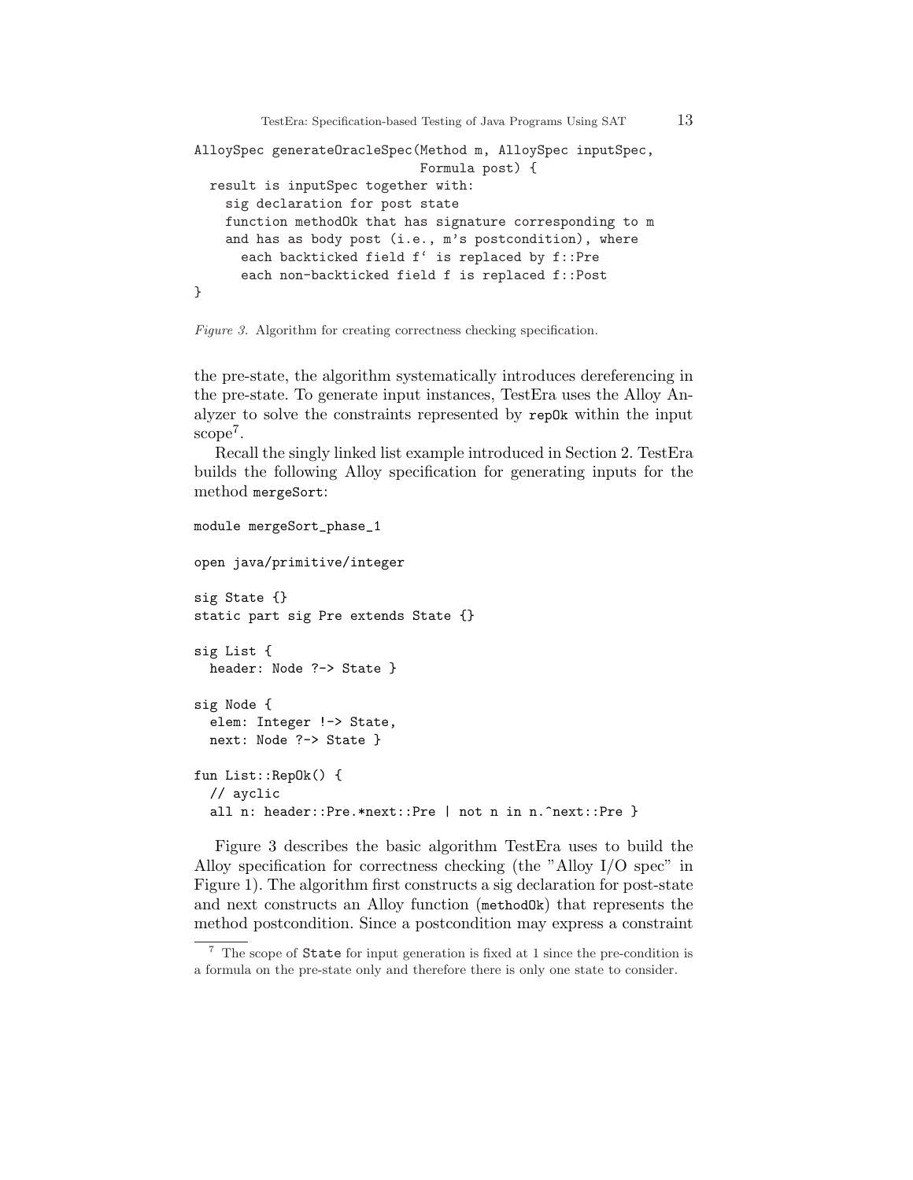```
AlloySpec generateOracleSpec(Method m, AlloySpec inputSpec,
                             Formula post) {
  result is inputSpec together with:
    sig declaration for post state
    function methodOk that has signature corresponding to m
    and has as body post (i.e., m's postcondition), where
      each backticked field f` is replaced by f::Pre
      each non-backticked field f is replaced f::Post
}
```

*Figure 3.* Algorithm for creating correctness checking specification.

the pre-state, the algorithm systematically introduces dereferencing in the pre-state. To generate input instances, TestEra uses the Alloy Analyzer to solve the constraints represented by `repOk` within the input scope[7].

Recall the singly linked list example introduced in Section 2. TestEra builds the following Alloy specification for generating inputs for the method `mergeSort`:

```
module mergeSort_phase_1

open java/primitive/integer

sig State {}
static part sig Pre extends State {}

sig List {
  header: Node ?-> State }

sig Node {
  elem: Integer !-> State,
  next: Node ?-> State }

fun List::RepOk() {
  // ayclic
  all n: header::Pre.*next::Pre | not n in n.^next::Pre }
```

Figure 3 describes the basic algorithm TestEra uses to build the Alloy specification for correctness checking (the "Alloy I/O spec" in Figure 1). The algorithm first constructs a sig declaration for post-state and next constructs an Alloy function (`methodOk`) that represents the method postcondition. Since a postcondition may express a constraint

[7] The scope of `State` for input generation is fixed at 1 since the pre-condition is a formula on the pre-state only and therefore there is only one state to consider.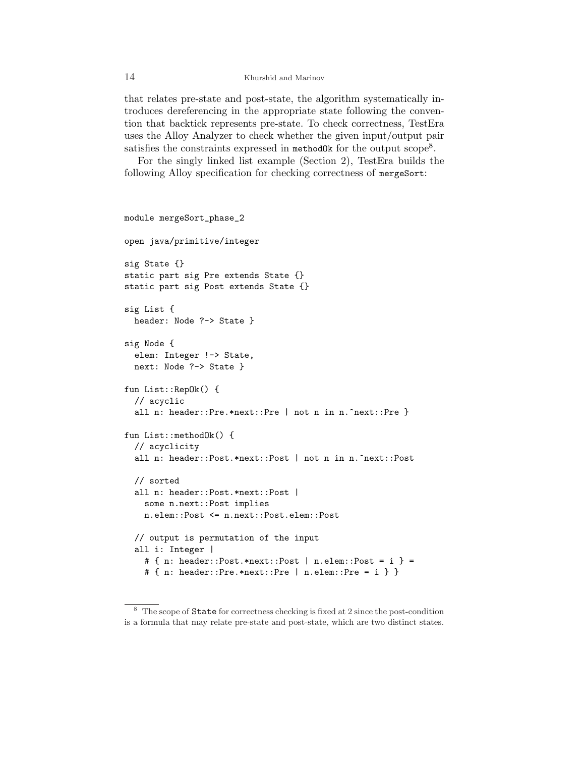that relates pre-state and post-state, the algorithm systematically introduces dereferencing in the appropriate state following the convention that backtick represents pre-state. To check correctness, TestEra uses the Alloy Analyzer to check whether the given input/output pair satisfies the constraints expressed in `methodOk` for the output scope[8].

For the singly linked list example (Section 2), TestEra builds the following Alloy specification for checking correctness of `mergeSort`:

```
module mergeSort_phase_2

open java/primitive/integer

sig State {}
static part sig Pre extends State {}
static part sig Post extends State {}

sig List {
  header: Node ?-> State }

sig Node {
  elem: Integer !-> State,
  next: Node ?-> State }

fun List::RepOk() {
  // acyclic
  all n: header::Pre.*next::Pre | not n in n.^next::Pre }

fun List::methodOk() {
  // acyclicity
  all n: header::Post.*next::Post | not n in n.^next::Post

  // sorted
  all n: header::Post.*next::Post |
    some n.next::Post implies
    n.elem::Post <= n.next::Post.elem::Post

  // output is permutation of the input
  all i: Integer |
    # { n: header::Post.*next::Post | n.elem::Post = i } =
    # { n: header::Pre.*next::Pre | n.elem::Pre = i } }
```

[8] The scope of `State` for correctness checking is fixed at 2 since the post-condition is a formula that may relate pre-state and post-state, which are two distinct states.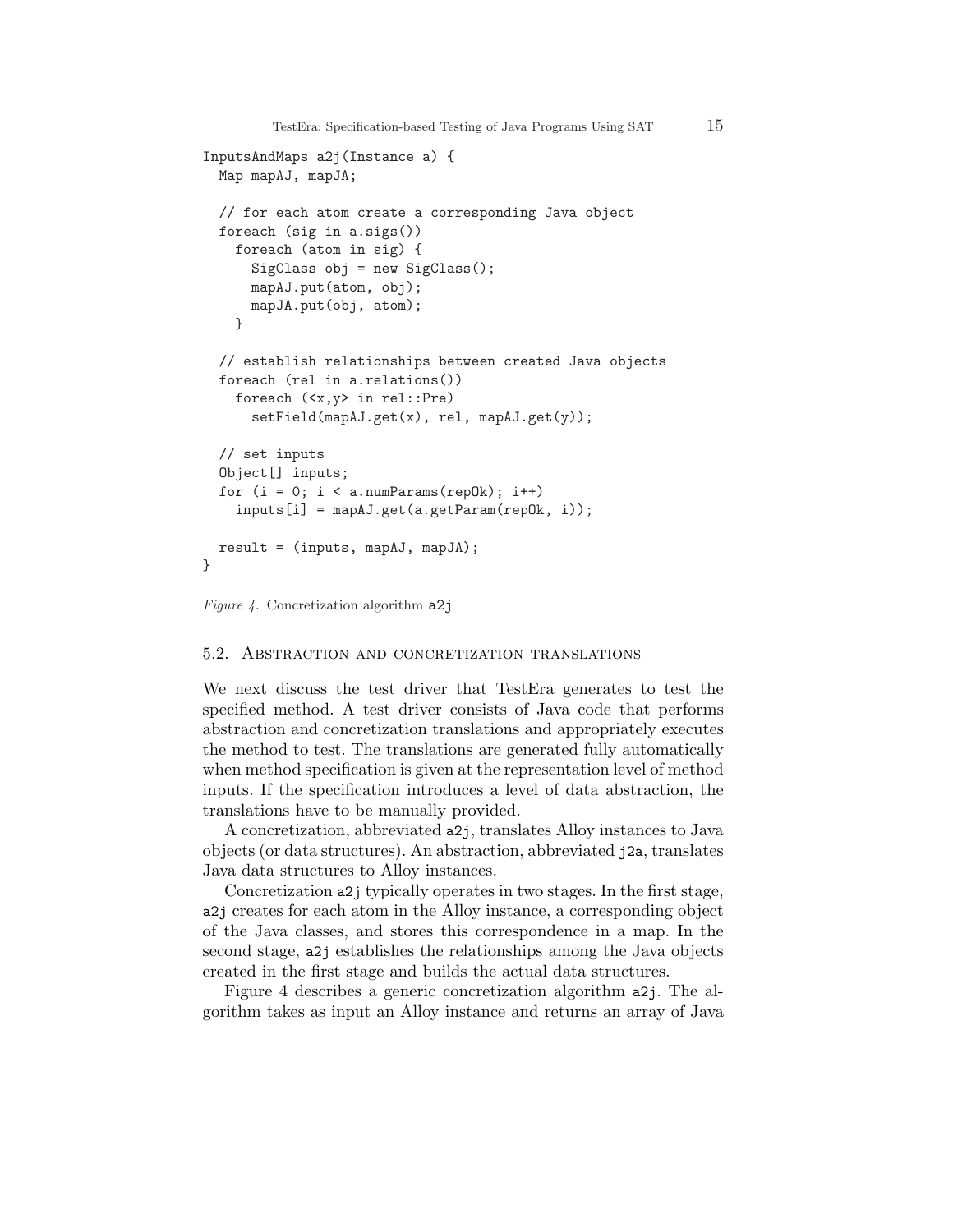```
InputsAndMaps a2j(Instance a) {
  Map mapAJ, mapJA;

  // for each atom create a corresponding Java object
  foreach (sig in a.sigs())
    foreach (atom in sig) {
      SigClass obj = new SigClass();
      mapAJ.put(atom, obj);
      mapJA.put(obj, atom);
    }

  // establish relationships between created Java objects
  foreach (rel in a.relations())
    foreach (<x,y> in rel::Pre)
      setField(mapAJ.get(x), rel, mapAJ.get(y));

  // set inputs
  Object[] inputs;
  for (i = 0; i < a.numParams(repOk); i++)
    inputs[i] = mapAJ.get(a.getParam(repOk, i));

  result = (inputs, mapAJ, mapJA);
}
```

*Figure 4.* Concretization algorithm `a2j`

## 5.2. Abstraction and concretization translations

We next discuss the test driver that TestEra generates to test the specified method. A test driver consists of Java code that performs abstraction and concretization translations and appropriately executes the method to test. The translations are generated fully automatically when method specification is given at the representation level of method inputs. If the specification introduces a level of data abstraction, the translations have to be manually provided.

A concretization, abbreviated `a2j`, translates Alloy instances to Java objects (or data structures). An abstraction, abbreviated `j2a`, translates Java data structures to Alloy instances.

Concretization `a2j` typically operates in two stages. In the first stage, `a2j` creates for each atom in the Alloy instance, a corresponding object of the Java classes, and stores this correspondence in a map. In the second stage, `a2j` establishes the relationships among the Java objects created in the first stage and builds the actual data structures.

Figure 4 describes a generic concretization algorithm `a2j`. The algorithm takes as input an Alloy instance and returns an array of Java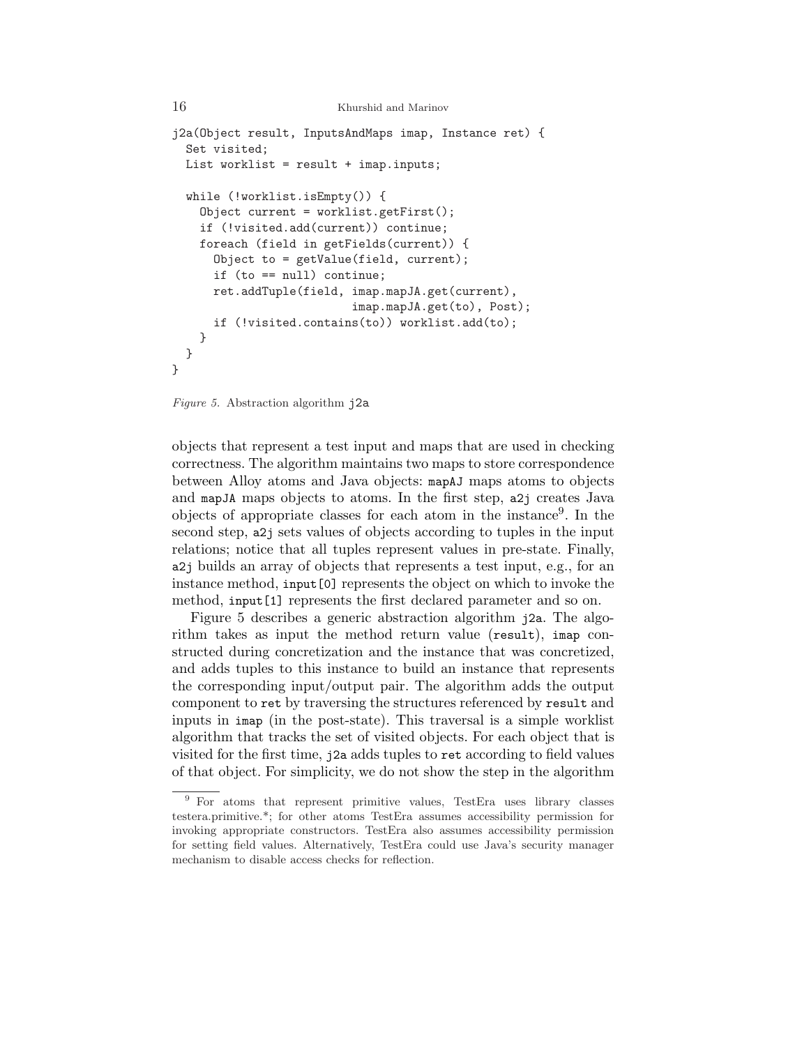```
j2a(Object result, InputsAndMaps imap, Instance ret) {
  Set visited;
  List worklist = result + imap.inputs;

  while (!worklist.isEmpty()) {
    Object current = worklist.getFirst();
    if (!visited.add(current)) continue;
    foreach (field in getFields(current)) {
      Object to = getValue(field, current);
      if (to == null) continue;
      ret.addTuple(field, imap.mapJA.get(current),
                          imap.mapJA.get(to), Post);
      if (!visited.contains(to)) worklist.add(to);
    }
  }
}
```

*Figure 5.* Abstraction algorithm `j2a`

objects that represent a test input and maps that are used in checking correctness. The algorithm maintains two maps to store correspondence between Alloy atoms and Java objects: `mapAJ` maps atoms to objects and `mapJA` maps objects to atoms. In the first step, `a2j` creates Java objects of appropriate classes for each atom in the instance[9]. In the second step, `a2j` sets values of objects according to tuples in the input relations; notice that all tuples represent values in pre-state. Finally, `a2j` builds an array of objects that represents a test input, e.g., for an instance method, `input[0]` represents the object on which to invoke the method, `input[1]` represents the first declared parameter and so on.

Figure 5 describes a generic abstraction algorithm `j2a`. The algorithm takes as input the method return value (`result`), `imap` constructed during concretization and the instance that was concretized, and adds tuples to this instance to build an instance that represents the corresponding input/output pair. The algorithm adds the output component to `ret` by traversing the structures referenced by `result` and inputs in `imap` (in the post-state). This traversal is a simple worklist algorithm that tracks the set of visited objects. For each object that is visited for the first time, `j2a` adds tuples to `ret` according to field values of that object. For simplicity, we do not show the step in the algorithm

[9] For atoms that represent primitive values, TestEra uses library classes testera.primitive.*; for other atoms TestEra assumes accessibility permission for invoking appropriate constructors. TestEra also assumes accessibility permission for setting field values. Alternatively, TestEra could use Java's security manager mechanism to disable access checks for reflection.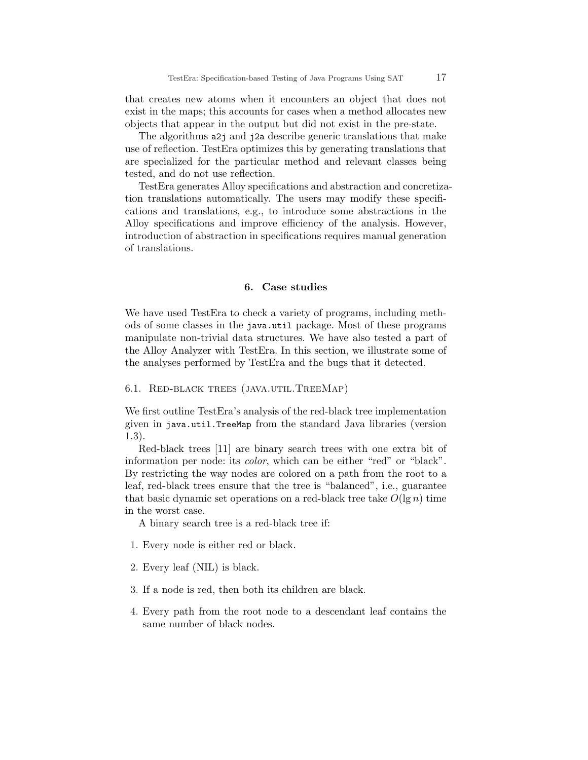that creates new atoms when it encounters an object that does not exist in the maps; this accounts for cases when a method allocates new objects that appear in the output but did not exist in the pre-state.

The algorithms `a2j` and `j2a` describe generic translations that make use of reflection. TestEra optimizes this by generating translations that are specialized for the particular method and relevant classes being tested, and do not use reflection.

TestEra generates Alloy specifications and abstraction and concretization translations automatically. The users may modify these specifications and translations, e.g., to introduce some abstractions in the Alloy specifications and improve efficiency of the analysis. However, introduction of abstraction in specifications requires manual generation of translations.

## 6. Case studies

We have used TestEra to check a variety of programs, including methods of some classes in the `java.util` package. Most of these programs manipulate non-trivial data structures. We have also tested a part of the Alloy Analyzer with TestEra. In this section, we illustrate some of the analyses performed by TestEra and the bugs that it detected.

### 6.1. Red-black trees (java.util.TreeMap)

We first outline TestEra's analysis of the red-black tree implementation given in `java.util.TreeMap` from the standard Java libraries (version 1.3).

Red-black trees [11] are binary search trees with one extra bit of information per node: its *color*, which can be either "red" or "black". By restricting the way nodes are colored on a path from the root to a leaf, red-black trees ensure that the tree is "balanced", i.e., guarantee that basic dynamic set operations on a red-black tree take $O(\lg n)$ time in the worst case.

A binary search tree is a red-black tree if:

1. Every node is either red or black.
2. Every leaf (NIL) is black.
3. If a node is red, then both its children are black.
4. Every path from the root node to a descendant leaf contains the same number of black nodes.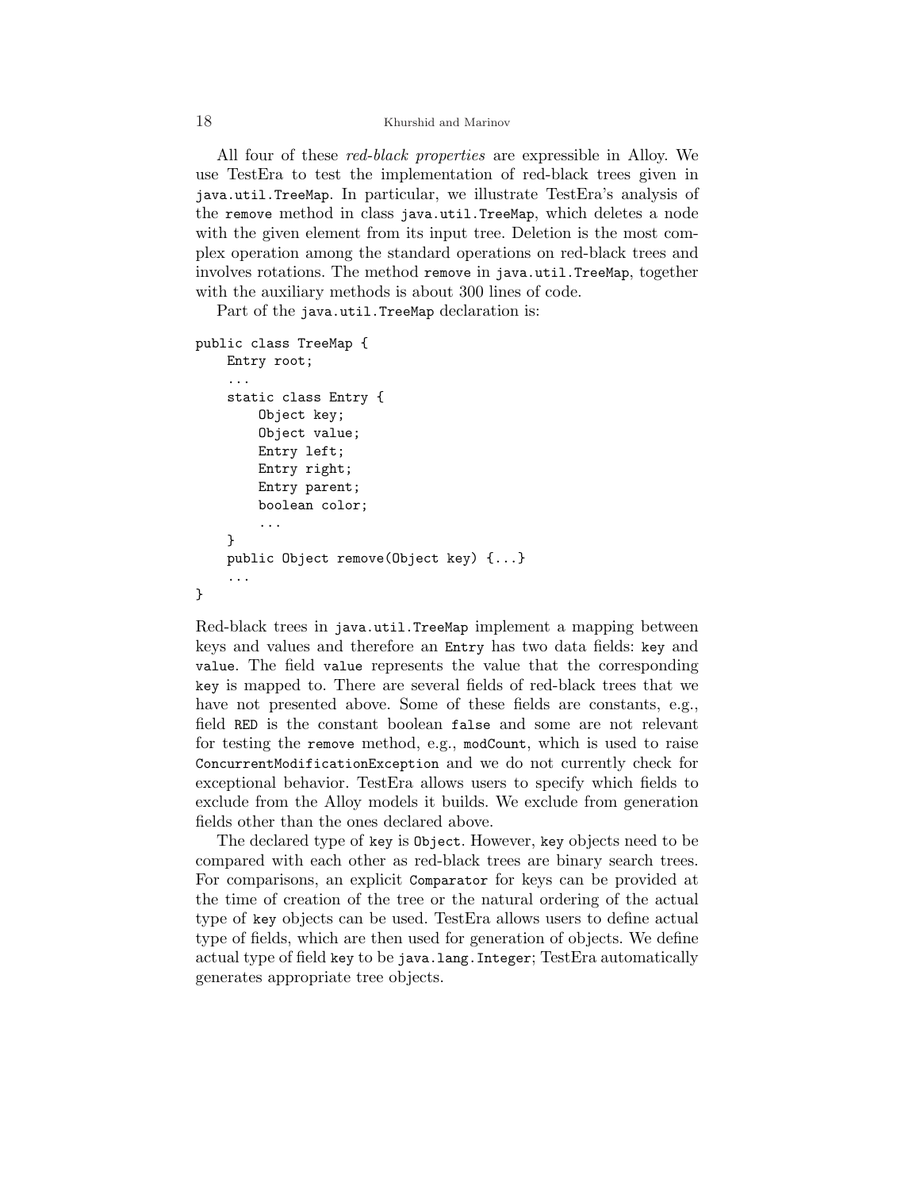All four of these *red-black properties* are expressible in Alloy. We use TestEra to test the implementation of red-black trees given in `java.util.TreeMap`. In particular, we illustrate TestEra's analysis of the `remove` method in class `java.util.TreeMap`, which deletes a node with the given element from its input tree. Deletion is the most complex operation among the standard operations on red-black trees and involves rotations. The method `remove` in `java.util.TreeMap`, together with the auxiliary methods is about 300 lines of code.

Part of the `java.util.TreeMap` declaration is:

```
public class TreeMap {
    Entry root;
    ...
    static class Entry {
        Object key;
        Object value;
        Entry left;
        Entry right;
        Entry parent;
        boolean color;
        ...
    }
    public Object remove(Object key) {...}
    ...
}
```

Red-black trees in `java.util.TreeMap` implement a mapping between keys and values and therefore an `Entry` has two data fields: `key` and `value`. The field `value` represents the value that the corresponding `key` is mapped to. There are several fields of red-black trees that we have not presented above. Some of these fields are constants, e.g., field `RED` is the constant boolean `false` and some are not relevant for testing the `remove` method, e.g., `modCount`, which is used to raise `ConcurrentModificationException` and we do not currently check for exceptional behavior. TestEra allows users to specify which fields to exclude from the Alloy models it builds. We exclude from generation fields other than the ones declared above.

The declared type of `key` is `Object`. However, `key` objects need to be compared with each other as red-black trees are binary search trees. For comparisons, an explicit `Comparator` for keys can be provided at the time of creation of the tree or the natural ordering of the actual type of `key` objects can be used. TestEra allows users to define actual type of fields, which are then used for generation of objects. We define actual type of field `key` to be `java.lang.Integer`; TestEra automatically generates appropriate tree objects.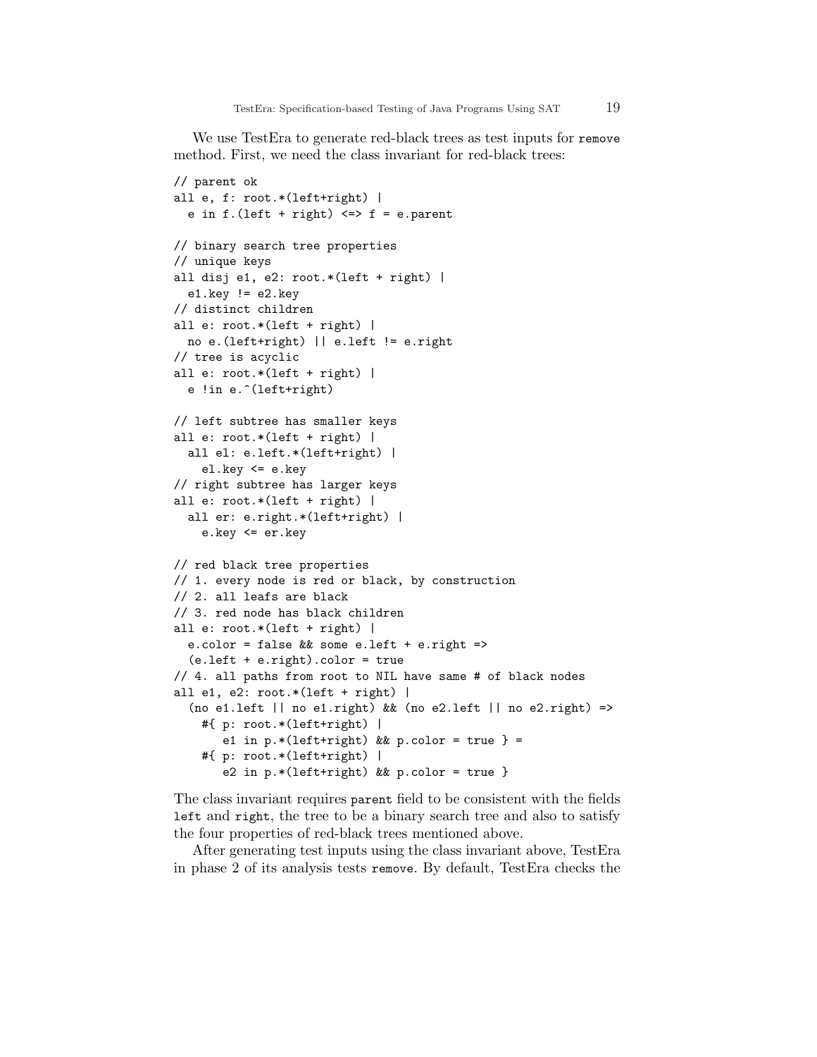We use TestEra to generate red-black trees as test inputs for `remove` method. First, we need the class invariant for red-black trees:

```
// parent ok
all e, f: root.*(left+right) |
  e in f.(left + right) <=> f = e.parent

// binary search tree properties
// unique keys
all disj e1, e2: root.*(left + right) |
  e1.key != e2.key
// distinct children
all e: root.*(left + right) |
  no e.(left+right) || e.left != e.right
// tree is acyclic
all e: root.*(left + right) |
  e !in e.^(left+right)

// left subtree has smaller keys
all e: root.*(left + right) |
  all el: e.left.*(left+right) |
    el.key <= e.key
// right subtree has larger keys
all e: root.*(left + right) |
  all er: e.right.*(left+right) |
    e.key <= er.key

// red black tree properties
// 1. every node is red or black, by construction
// 2. all leafs are black
// 3. red node has black children
all e: root.*(left + right) |
  e.color = false && some e.left + e.right =>
  (e.left + e.right).color = true
// 4. all paths from root to NIL have same # of black nodes
all e1, e2: root.*(left + right) |
  (no e1.left || no e1.right) && (no e2.left || no e2.right) =>
    #{ p: root.*(left+right) |
       e1 in p.*(left+right) && p.color = true } =
    #{ p: root.*(left+right) |
       e2 in p.*(left+right) && p.color = true }
```

The class invariant requires `parent` field to be consistent with the fields `left` and `right`, the tree to be a binary search tree and also to satisfy the four properties of red-black trees mentioned above.

After generating test inputs using the class invariant above, TestEra in phase 2 of its analysis tests `remove`. By default, TestEra checks the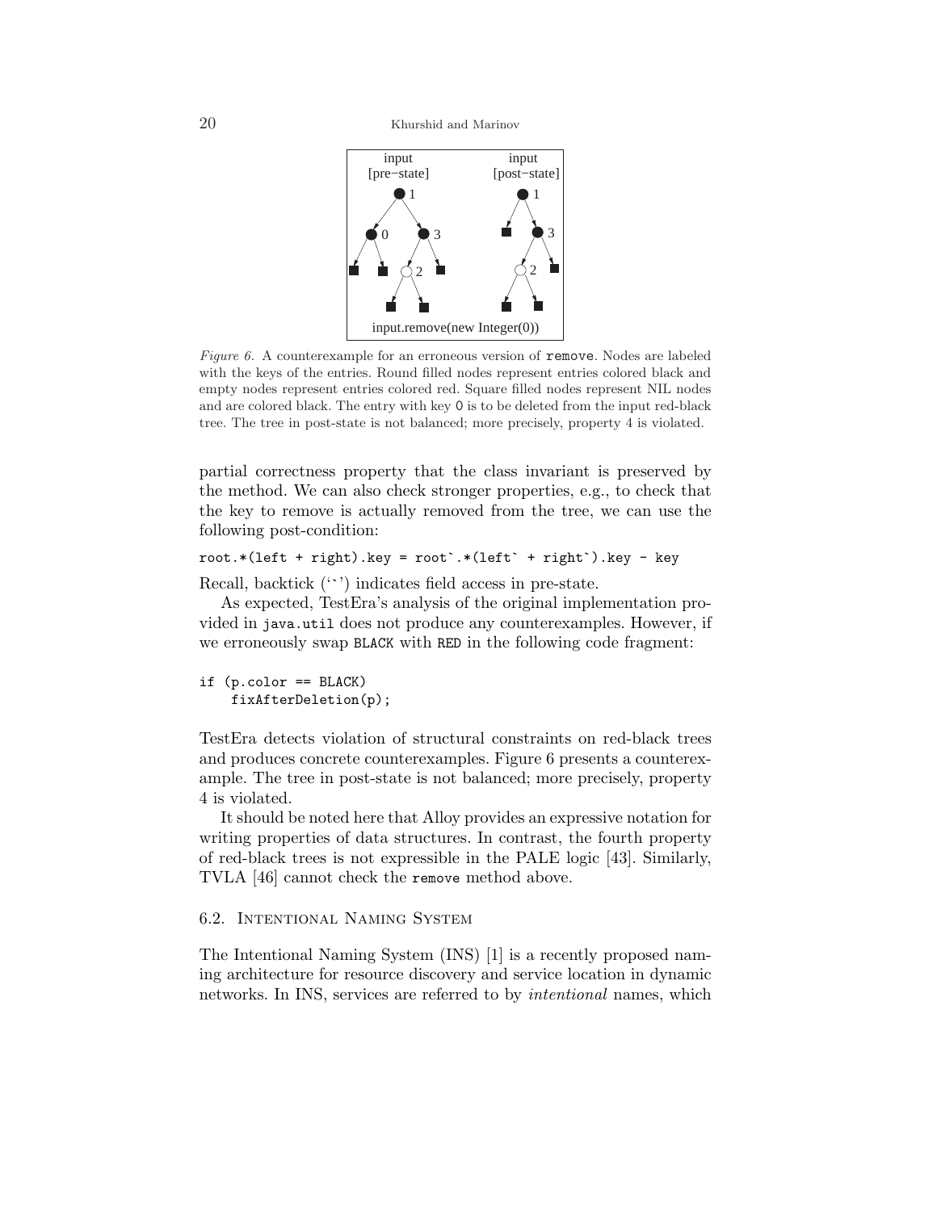*Figure 6.* A counterexample for an erroneous version of `remove`. Nodes are labeled with the keys of the entries. Round filled nodes represent entries colored black and empty nodes represent entries colored red. Square filled nodes represent NIL nodes and are colored black. The entry with key 0 is to be deleted from the input red-black tree. The tree in post-state is not balanced; more precisely, property 4 is violated.

partial correctness property that the class invariant is preserved by the method. We can also check stronger properties, e.g., to check that the key to remove is actually removed from the tree, we can use the following post-condition:

```
root.*(left + right).key = root`.*(left` + right`).key - key
```

Recall, backtick ('`') indicates field access in pre-state.

As expected, TestEra's analysis of the original implementation provided in `java.util` does not produce any counterexamples. However, if we erroneously swap `BLACK` with `RED` in the following code fragment:

```
if (p.color == BLACK)
    fixAfterDeletion(p);
```

TestEra detects violation of structural constraints on red-black trees and produces concrete counterexamples. Figure 6 presents a counterexample. The tree in post-state is not balanced; more precisely, property 4 is violated.

It should be noted here that Alloy provides an expressive notation for writing properties of data structures. In contrast, the fourth property of red-black trees is not expressible in the PALE logic [43]. Similarly, TVLA [46] cannot check the `remove` method above.

### 6.2. Intentional Naming System

The Intentional Naming System (INS) [1] is a recently proposed naming architecture for resource discovery and service location in dynamic networks. In INS, services are referred to by *intentional* names, which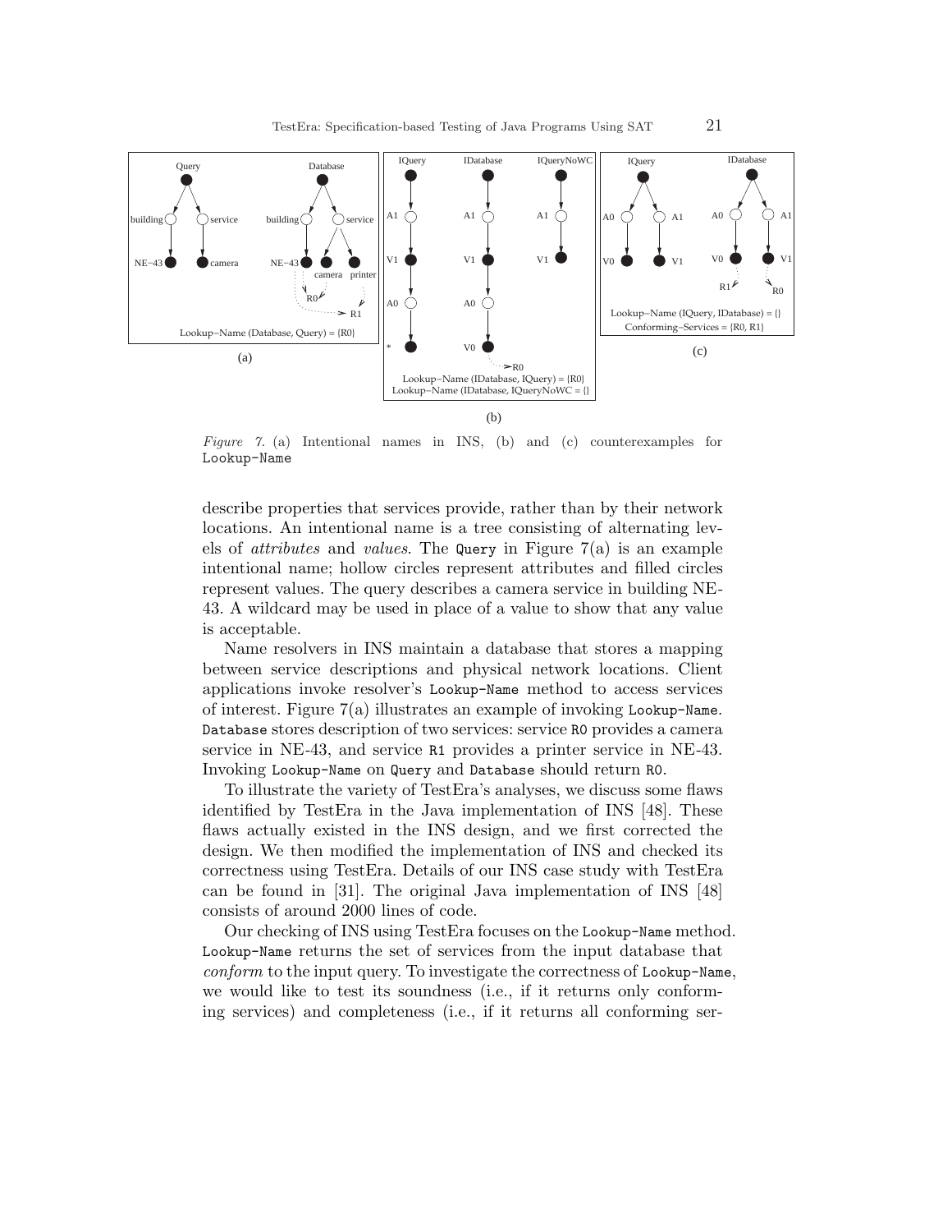*Figure 7.* (a) Intentional names in INS, (b) and (c) counterexamples for Lookup-Name

describe properties that services provide, rather than by their network locations. An intentional name is a tree consisting of alternating levels of *attributes* and *values*. The Query in Figure 7(a) is an example intentional name; hollow circles represent attributes and filled circles represent values. The query describes a camera service in building NE-43. A wildcard may be used in place of a value to show that any value is acceptable.

Name resolvers in INS maintain a database that stores a mapping between service descriptions and physical network locations. Client applications invoke resolver's Lookup-Name method to access services of interest. Figure 7(a) illustrates an example of invoking Lookup-Name. Database stores description of two services: service R0 provides a camera service in NE-43, and service R1 provides a printer service in NE-43. Invoking Lookup-Name on Query and Database should return R0.

To illustrate the variety of TestEra's analyses, we discuss some flaws identified by TestEra in the Java implementation of INS [48]. These flaws actually existed in the INS design, and we first corrected the design. We then modified the implementation of INS and checked its correctness using TestEra. Details of our INS case study with TestEra can be found in [31]. The original Java implementation of INS [48] consists of around 2000 lines of code.

Our checking of INS using TestEra focuses on the Lookup-Name method. Lookup-Name returns the set of services from the input database that *conform* to the input query. To investigate the correctness of Lookup-Name, we would like to test its soundness (i.e., if it returns only conforming services) and completeness (i.e., if it returns all conforming ser-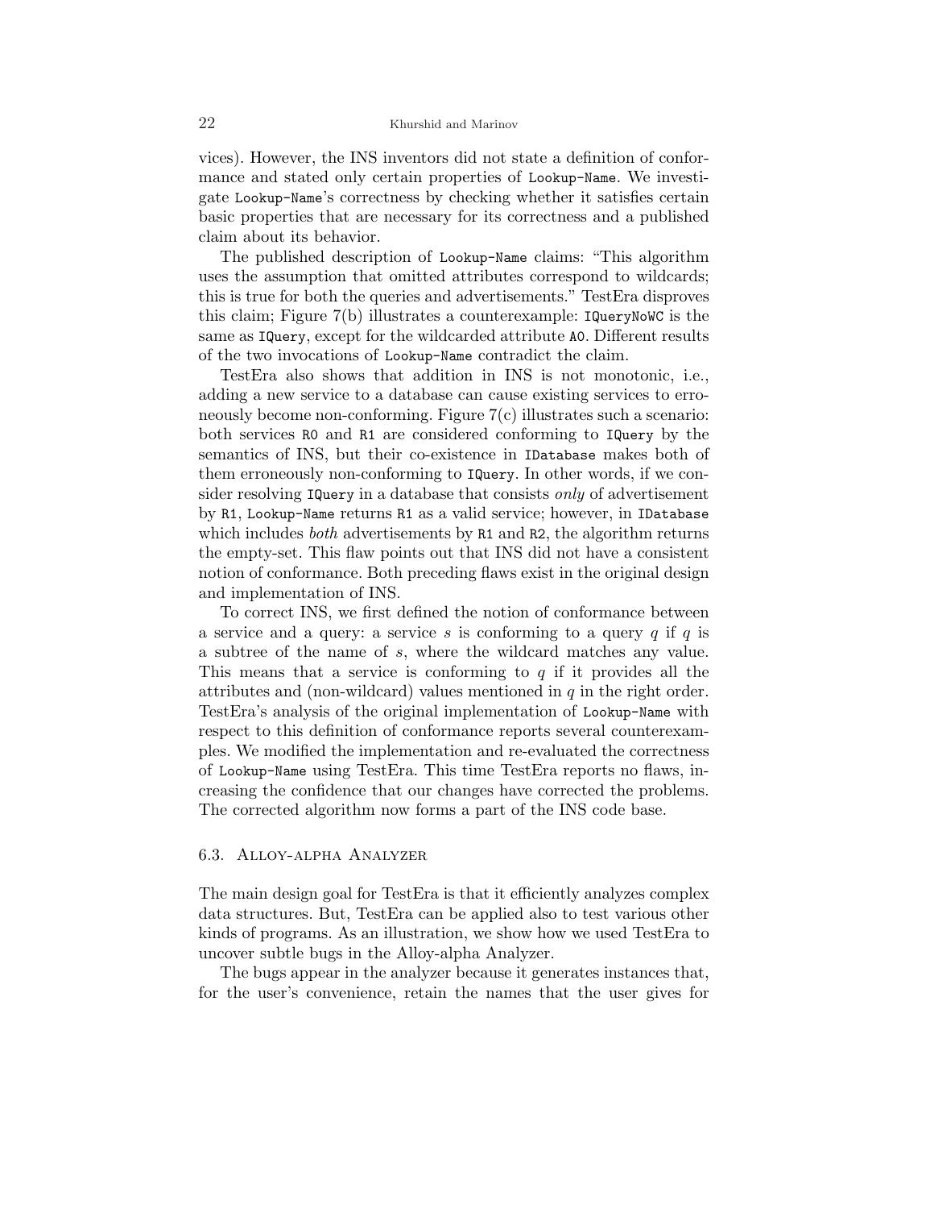vices). However, the INS inventors did not state a definition of conformance and stated only certain properties of `Lookup-Name`. We investigate `Lookup-Name`'s correctness by checking whether it satisfies certain basic properties that are necessary for its correctness and a published claim about its behavior.

The published description of `Lookup-Name` claims: "This algorithm uses the assumption that omitted attributes correspond to wildcards; this is true for both the queries and advertisements." TestEra disproves this claim; Figure 7(b) illustrates a counterexample: `IQueryNoWC` is the same as `IQuery`, except for the wildcarded attribute `A0`. Different results of the two invocations of `Lookup-Name` contradict the claim.

TestEra also shows that addition in INS is not monotonic, i.e., adding a new service to a database can cause existing services to erroneously become non-conforming. Figure 7(c) illustrates such a scenario: both services `R0` and `R1` are considered conforming to `IQuery` by the semantics of INS, but their co-existence in `IDatabase` makes both of them erroneously non-conforming to `IQuery`. In other words, if we consider resolving `IQuery` in a database that consists *only* of advertisement by `R1`, `Lookup-Name` returns `R1` as a valid service; however, in `IDatabase` which includes *both* advertisements by `R1` and `R2`, the algorithm returns the empty-set. This flaw points out that INS did not have a consistent notion of conformance. Both preceding flaws exist in the original design and implementation of INS.

To correct INS, we first defined the notion of conformance between a service and a query: a service $s$ is conforming to a query $q$ if $q$ is a subtree of the name of $s$, where the wildcard matches any value. This means that a service is conforming to $q$ if it provides all the attributes and (non-wildcard) values mentioned in $q$ in the right order. TestEra's analysis of the original implementation of `Lookup-Name` with respect to this definition of conformance reports several counterexamples. We modified the implementation and re-evaluated the correctness of `Lookup-Name` using TestEra. This time TestEra reports no flaws, increasing the confidence that our changes have corrected the problems. The corrected algorithm now forms a part of the INS code base.

### 6.3. Alloy-alpha Analyzer

The main design goal for TestEra is that it efficiently analyzes complex data structures. But, TestEra can be applied also to test various other kinds of programs. As an illustration, we show how we used TestEra to uncover subtle bugs in the Alloy-alpha Analyzer.

The bugs appear in the analyzer because it generates instances that, for the user's convenience, retain the names that the user gives for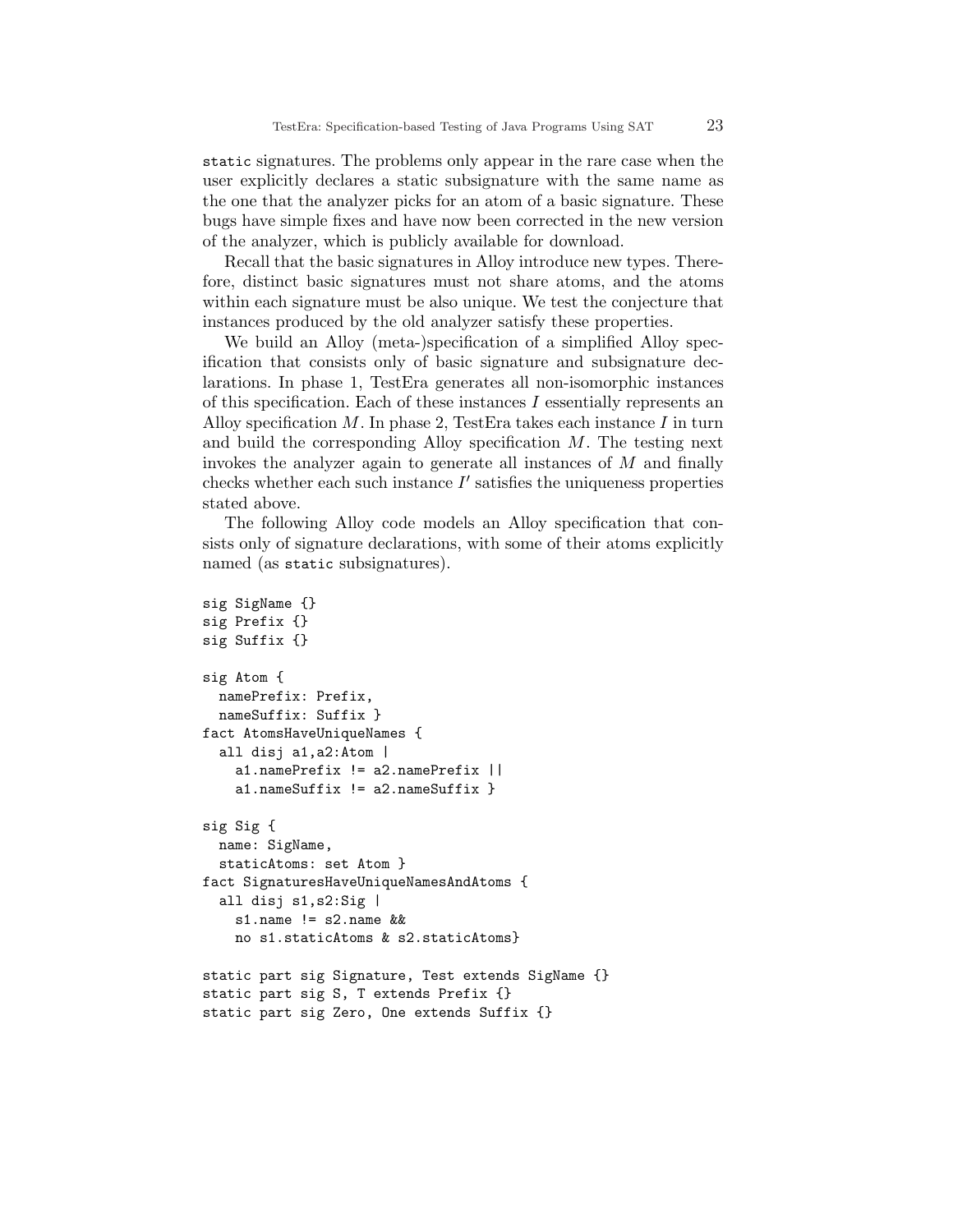`static` signatures. The problems only appear in the rare case when the user explicitly declares a static subsignature with the same name as the one that the analyzer picks for an atom of a basic signature. These bugs have simple fixes and have now been corrected in the new version of the analyzer, which is publicly available for download.

Recall that the basic signatures in Alloy introduce new types. Therefore, distinct basic signatures must not share atoms, and the atoms within each signature must be also unique. We test the conjecture that instances produced by the old analyzer satisfy these properties.

We build an Alloy (meta-)specification of a simplified Alloy specification that consists only of basic signature and subsignature declarations. In phase 1, TestEra generates all non-isomorphic instances of this specification. Each of these instances $I$ essentially represents an Alloy specification $M$. In phase 2, TestEra takes each instance $I$ in turn and build the corresponding Alloy specification $M$. The testing next invokes the analyzer again to generate all instances of $M$ and finally checks whether each such instance $I'$ satisfies the uniqueness properties stated above.

The following Alloy code models an Alloy specification that consists only of signature declarations, with some of their atoms explicitly named (as `static` subsignatures).

```
sig SigName {}
sig Prefix {}
sig Suffix {}

sig Atom {
  namePrefix: Prefix,
  nameSuffix: Suffix }
fact AtomsHaveUniqueNames {
  all disj a1,a2:Atom |
    a1.namePrefix != a2.namePrefix ||
    a1.nameSuffix != a2.nameSuffix }

sig Sig {
  name: SigName,
  staticAtoms: set Atom }
fact SignaturesHaveUniqueNamesAndAtoms {
  all disj s1,s2:Sig |
    s1.name != s2.name &&
    no s1.staticAtoms & s2.staticAtoms}

static part sig Signature, Test extends SigName {}
static part sig S, T extends Prefix {}
static part sig Zero, One extends Suffix {}
```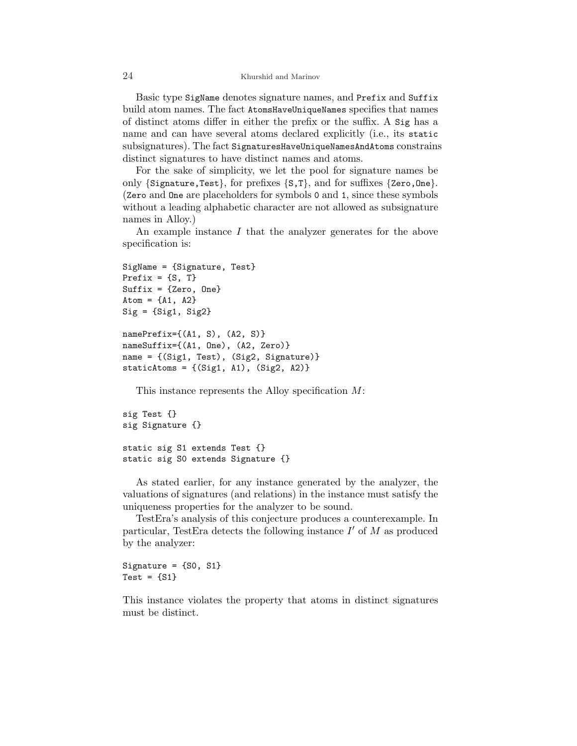Basic type `SigName` denotes signature names, and `Prefix` and `Suffix` build atom names. The fact `AtomsHaveUniqueNames` specifies that names of distinct atoms differ in either the prefix or the suffix. A `Sig` has a name and can have several atoms declared explicitly (i.e., its `static` subsignatures). The fact `SignaturesHaveUniqueNamesAndAtoms` constrains distinct signatures to have distinct names and atoms.

For the sake of simplicity, we let the pool for signature names be only {`Signature`,`Test`}, for prefixes {`S`,`T`}, and for suffixes {`Zero`,`One`}. (`Zero` and `One` are placeholders for symbols `0` and `1`, since these symbols without a leading alphabetic character are not allowed as subsignature names in Alloy.)

An example instance $I$ that the analyzer generates for the above specification is:

```
SigName = {Signature, Test}
Prefix = {S, T}
Suffix = {Zero, One}
Atom = {A1, A2}
Sig = {Sig1, Sig2}

namePrefix={(A1, S), (A2, S)}
nameSuffix={(A1, One), (A2, Zero)}
name = {(Sig1, Test), (Sig2, Signature)}
staticAtoms = {(Sig1, A1), (Sig2, A2)}
```

This instance represents the Alloy specification $M$:

```
sig Test {}
sig Signature {}

static sig S1 extends Test {}
static sig S0 extends Signature {}
```

As stated earlier, for any instance generated by the analyzer, the valuations of signatures (and relations) in the instance must satisfy the uniqueness properties for the analyzer to be sound.

TestEra's analysis of this conjecture produces a counterexample. In particular, TestEra detects the following instance $I'$ of $M$ as produced by the analyzer:

```
Signature = {S0, S1}
Test = {S1}
```

This instance violates the property that atoms in distinct signatures must be distinct.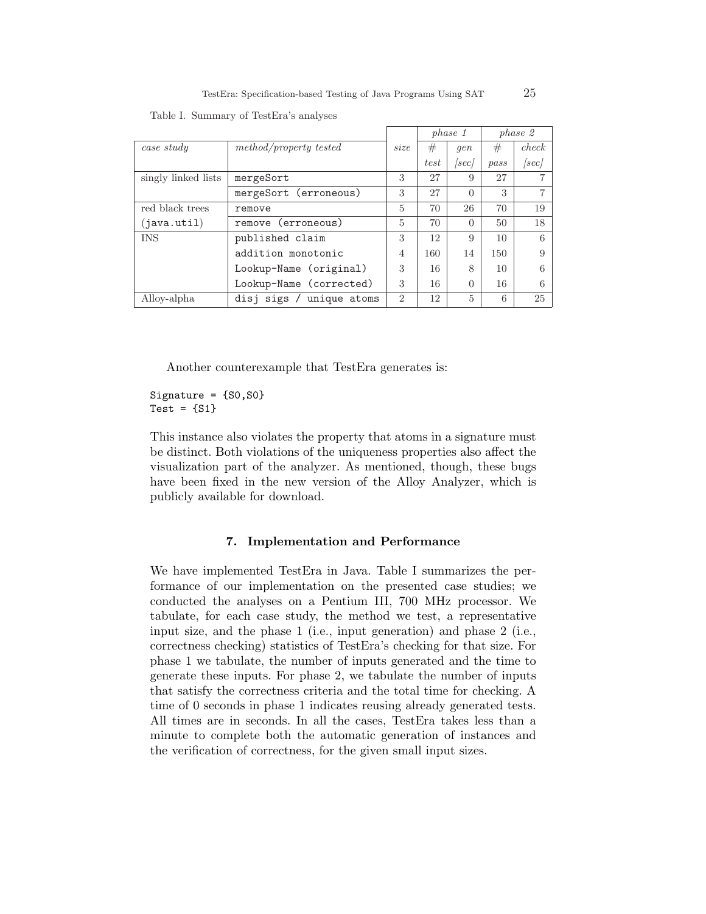Table I. Summary of TestEra's analyses

| | | | *phase 1* | | *phase 2* | |
|---|---|---|---|---|---|---|
| *case study* | *method/property tested* | *size* | # *test* | *gen* *[sec]* | # *pass* | *check* *[sec]* |
| singly linked lists | `mergeSort` | 3 | 27 | 9 | 27 | 7 |
| | `mergeSort (erroneous)` | 3 | 27 | 0 | 3 | 7 |
| red black trees (`java.util`) | `remove` | 5 | 70 | 26 | 70 | 19 |
| | `remove (erroneous)` | 5 | 70 | 0 | 50 | 18 |
| INS | `published claim` | 3 | 12 | 9 | 10 | 6 |
| | `addition monotonic` | 4 | 160 | 14 | 150 | 9 |
| | `Lookup-Name (original)` | 3 | 16 | 8 | 10 | 6 |
| | `Lookup-Name (corrected)` | 3 | 16 | 0 | 16 | 6 |
| Alloy-alpha | `disj sigs / unique atoms` | 2 | 12 | 5 | 6 | 25 |

Another counterexample that TestEra generates is:

```
Signature = {S0,S0}
Test = {S1}
```

This instance also violates the property that atoms in a signature must be distinct. Both violations of the uniqueness properties also affect the visualization part of the analyzer. As mentioned, though, these bugs have been fixed in the new version of the Alloy Analyzer, which is publicly available for download.

## 7. Implementation and Performance

We have implemented TestEra in Java. Table I summarizes the performance of our implementation on the presented case studies; we conducted the analyses on a Pentium III, 700 MHz processor. We tabulate, for each case study, the method we test, a representative input size, and the phase 1 (i.e., input generation) and phase 2 (i.e., correctness checking) statistics of TestEra's checking for that size. For phase 1 we tabulate, the number of inputs generated and the time to generate these inputs. For phase 2, we tabulate the number of inputs that satisfy the correctness criteria and the total time for checking. A time of 0 seconds in phase 1 indicates reusing already generated tests. All times are in seconds. In all the cases, TestEra takes less than a minute to complete both the automatic generation of instances and the verification of correctness, for the given small input sizes.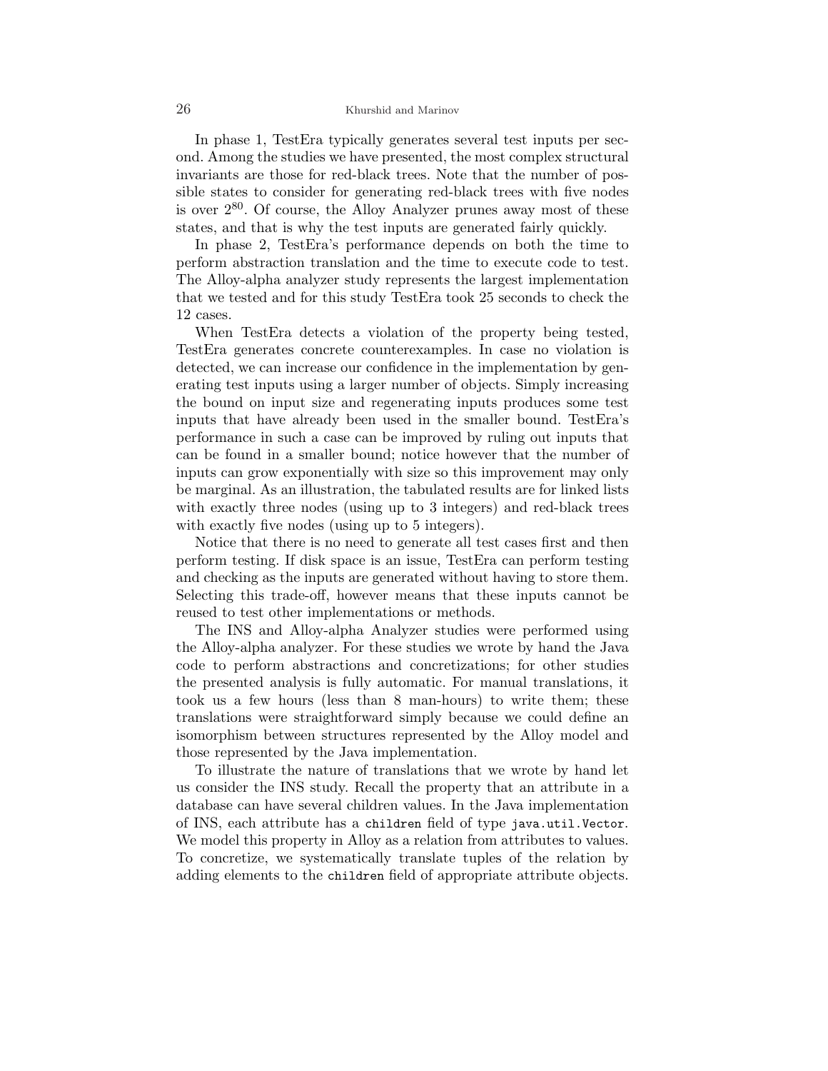In phase 1, TestEra typically generates several test inputs per second. Among the studies we have presented, the most complex structural invariants are those for red-black trees. Note that the number of possible states to consider for generating red-black trees with five nodes is over $2^{80}$. Of course, the Alloy Analyzer prunes away most of these states, and that is why the test inputs are generated fairly quickly.

In phase 2, TestEra's performance depends on both the time to perform abstraction translation and the time to execute code to test. The Alloy-alpha analyzer study represents the largest implementation that we tested and for this study TestEra took 25 seconds to check the 12 cases.

When TestEra detects a violation of the property being tested, TestEra generates concrete counterexamples. In case no violation is detected, we can increase our confidence in the implementation by generating test inputs using a larger number of objects. Simply increasing the bound on input size and regenerating inputs produces some test inputs that have already been used in the smaller bound. TestEra's performance in such a case can be improved by ruling out inputs that can be found in a smaller bound; notice however that the number of inputs can grow exponentially with size so this improvement may only be marginal. As an illustration, the tabulated results are for linked lists with exactly three nodes (using up to 3 integers) and red-black trees with exactly five nodes (using up to 5 integers).

Notice that there is no need to generate all test cases first and then perform testing. If disk space is an issue, TestEra can perform testing and checking as the inputs are generated without having to store them. Selecting this trade-off, however means that these inputs cannot be reused to test other implementations or methods.

The INS and Alloy-alpha Analyzer studies were performed using the Alloy-alpha analyzer. For these studies we wrote by hand the Java code to perform abstractions and concretizations; for other studies the presented analysis is fully automatic. For manual translations, it took us a few hours (less than 8 man-hours) to write them; these translations were straightforward simply because we could define an isomorphism between structures represented by the Alloy model and those represented by the Java implementation.

To illustrate the nature of translations that we wrote by hand let us consider the INS study. Recall the property that an attribute in a database can have several children values. In the Java implementation of INS, each attribute has a `children` field of type `java.util.Vector`. We model this property in Alloy as a relation from attributes to values. To concretize, we systematically translate tuples of the relation by adding elements to the `children` field of appropriate attribute objects.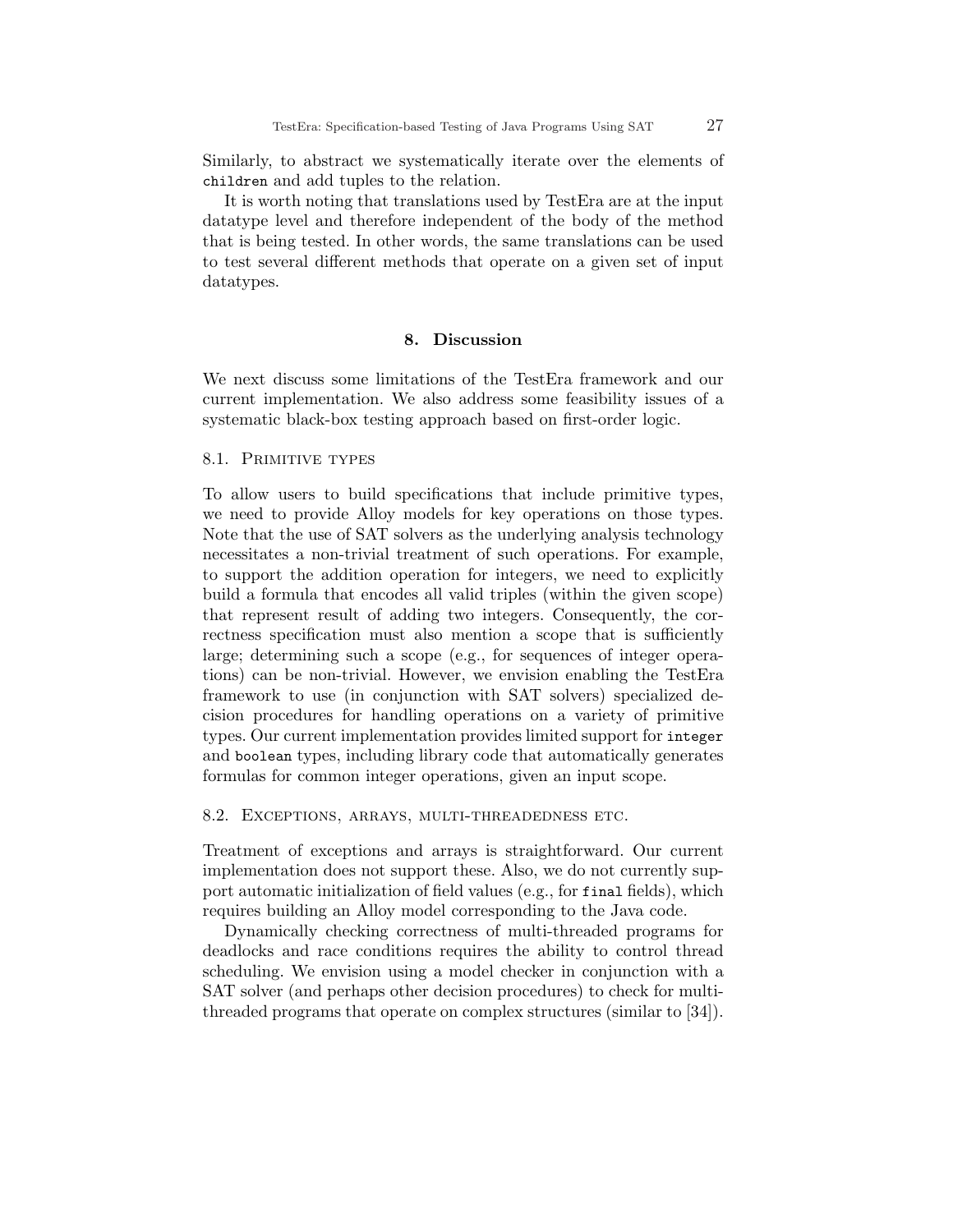Similarly, to abstract we systematically iterate over the elements of `children` and add tuples to the relation.

It is worth noting that translations used by TestEra are at the input datatype level and therefore independent of the body of the method that is being tested. In other words, the same translations can be used to test several different methods that operate on a given set of input datatypes.

## 8. Discussion

We next discuss some limitations of the TestEra framework and our current implementation. We also address some feasibility issues of a systematic black-box testing approach based on first-order logic.

### 8.1. Primitive types

To allow users to build specifications that include primitive types, we need to provide Alloy models for key operations on those types. Note that the use of SAT solvers as the underlying analysis technology necessitates a non-trivial treatment of such operations. For example, to support the addition operation for integers, we need to explicitly build a formula that encodes all valid triples (within the given scope) that represent result of adding two integers. Consequently, the correctness specification must also mention a scope that is sufficiently large; determining such a scope (e.g., for sequences of integer operations) can be non-trivial. However, we envision enabling the TestEra framework to use (in conjunction with SAT solvers) specialized decision procedures for handling operations on a variety of primitive types. Our current implementation provides limited support for `integer` and `boolean` types, including library code that automatically generates formulas for common integer operations, given an input scope.

### 8.2. Exceptions, arrays, multi-threadedness etc.

Treatment of exceptions and arrays is straightforward. Our current implementation does not support these. Also, we do not currently support automatic initialization of field values (e.g., for `final` fields), which requires building an Alloy model corresponding to the Java code.

Dynamically checking correctness of multi-threaded programs for deadlocks and race conditions requires the ability to control thread scheduling. We envision using a model checker in conjunction with a SAT solver (and perhaps other decision procedures) to check for multi-threaded programs that operate on complex structures (similar to [34]).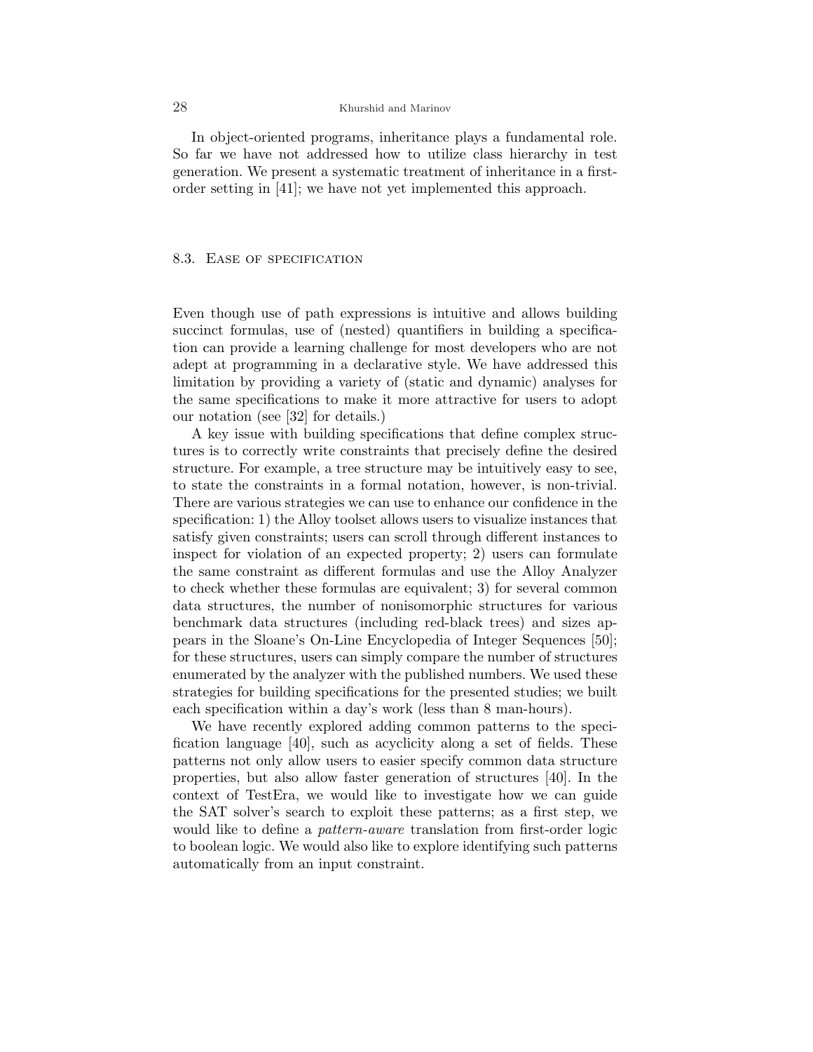In object-oriented programs, inheritance plays a fundamental role. So far we have not addressed how to utilize class hierarchy in test generation. We present a systematic treatment of inheritance in a first-order setting in [41]; we have not yet implemented this approach.

### 8.3. Ease of specification

Even though use of path expressions is intuitive and allows building succinct formulas, use of (nested) quantifiers in building a specification can provide a learning challenge for most developers who are not adept at programming in a declarative style. We have addressed this limitation by providing a variety of (static and dynamic) analyses for the same specifications to make it more attractive for users to adopt our notation (see [32] for details.)

A key issue with building specifications that define complex structures is to correctly write constraints that precisely define the desired structure. For example, a tree structure may be intuitively easy to see, to state the constraints in a formal notation, however, is non-trivial. There are various strategies we can use to enhance our confidence in the specification: 1) the Alloy toolset allows users to visualize instances that satisfy given constraints; users can scroll through different instances to inspect for violation of an expected property; 2) users can formulate the same constraint as different formulas and use the Alloy Analyzer to check whether these formulas are equivalent; 3) for several common data structures, the number of nonisomorphic structures for various benchmark data structures (including red-black trees) and sizes appears in the Sloane's On-Line Encyclopedia of Integer Sequences [50]; for these structures, users can simply compare the number of structures enumerated by the analyzer with the published numbers. We used these strategies for building specifications for the presented studies; we built each specification within a day's work (less than 8 man-hours).

We have recently explored adding common patterns to the specification language [40], such as acyclicity along a set of fields. These patterns not only allow users to easier specify common data structure properties, but also allow faster generation of structures [40]. In the context of TestEra, we would like to investigate how we can guide the SAT solver's search to exploit these patterns; as a first step, we would like to define a *pattern-aware* translation from first-order logic to boolean logic. We would also like to explore identifying such patterns automatically from an input constraint.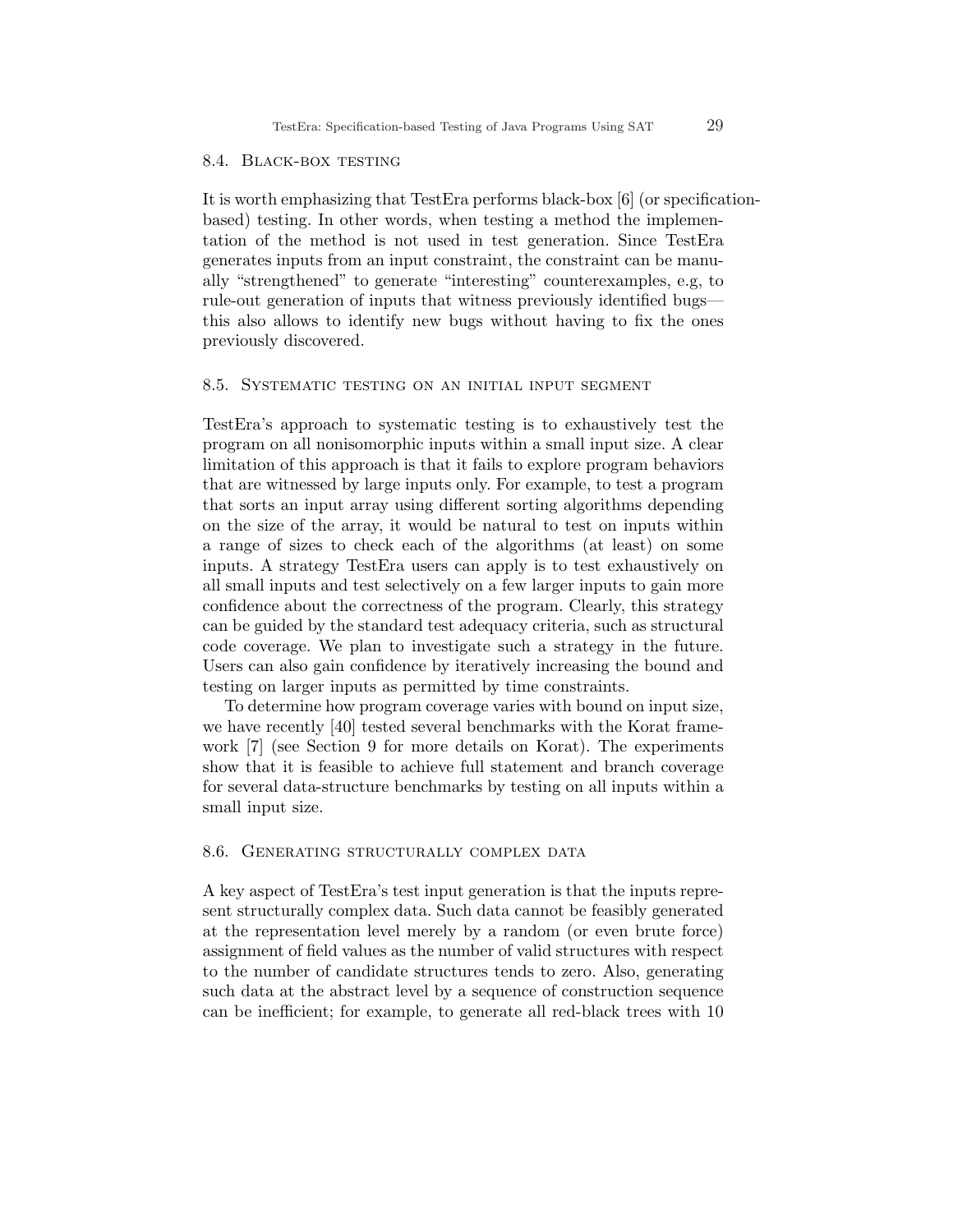### 8.4. Black-box testing

It is worth emphasizing that TestEra performs black-box [6] (or specification-based) testing. In other words, when testing a method the implementation of the method is not used in test generation. Since TestEra generates inputs from an input constraint, the constraint can be manually "strengthened" to generate "interesting" counterexamples, e.g, to rule-out generation of inputs that witness previously identified bugs—this also allows to identify new bugs without having to fix the ones previously discovered.

### 8.5. Systematic testing on an initial input segment

TestEra's approach to systematic testing is to exhaustively test the program on all nonisomorphic inputs within a small input size. A clear limitation of this approach is that it fails to explore program behaviors that are witnessed by large inputs only. For example, to test a program that sorts an input array using different sorting algorithms depending on the size of the array, it would be natural to test on inputs within a range of sizes to check each of the algorithms (at least) on some inputs. A strategy TestEra users can apply is to test exhaustively on all small inputs and test selectively on a few larger inputs to gain more confidence about the correctness of the program. Clearly, this strategy can be guided by the standard test adequacy criteria, such as structural code coverage. We plan to investigate such a strategy in the future. Users can also gain confidence by iteratively increasing the bound and testing on larger inputs as permitted by time constraints.

To determine how program coverage varies with bound on input size, we have recently [40] tested several benchmarks with the Korat framework [7] (see Section 9 for more details on Korat). The experiments show that it is feasible to achieve full statement and branch coverage for several data-structure benchmarks by testing on all inputs within a small input size.

### 8.6. Generating structurally complex data

A key aspect of TestEra's test input generation is that the inputs represent structurally complex data. Such data cannot be feasibly generated at the representation level merely by a random (or even brute force) assignment of field values as the number of valid structures with respect to the number of candidate structures tends to zero. Also, generating such data at the abstract level by a sequence of construction sequence can be inefficient; for example, to generate all red-black trees with 10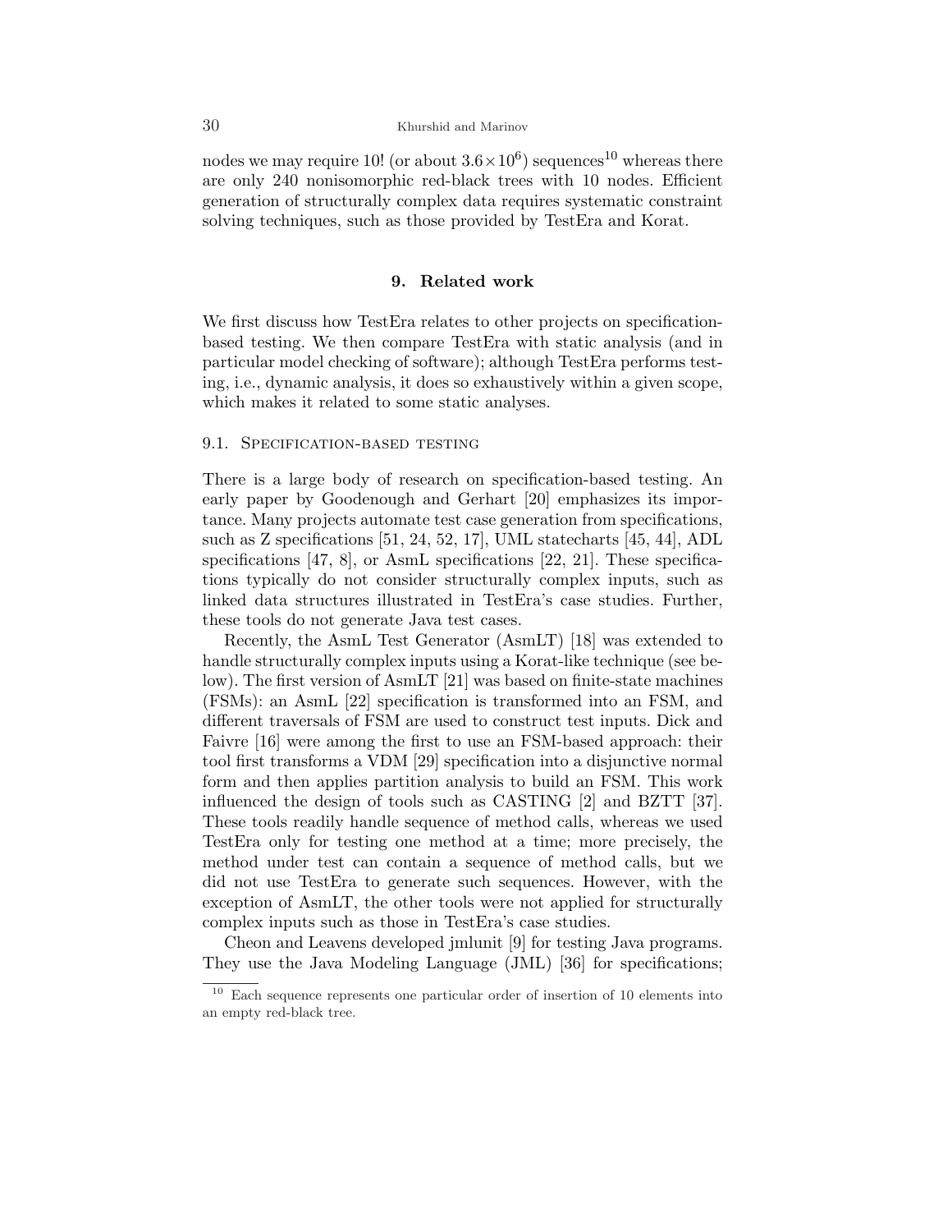nodes we may require 10! (or about $3.6 \times 10^6$) sequences[10] whereas there are only 240 nonisomorphic red-black trees with 10 nodes. Efficient generation of structurally complex data requires systematic constraint solving techniques, such as those provided by TestEra and Korat.

## 9. Related work

We first discuss how TestEra relates to other projects on specification-based testing. We then compare TestEra with static analysis (and in particular model checking of software); although TestEra performs testing, i.e., dynamic analysis, it does so exhaustively within a given scope, which makes it related to some static analyses.

### 9.1. Specification-based testing

There is a large body of research on specification-based testing. An early paper by Goodenough and Gerhart [20] emphasizes its importance. Many projects automate test case generation from specifications, such as Z specifications [51, 24, 52, 17], UML statecharts [45, 44], ADL specifications [47, 8], or AsmL specifications [22, 21]. These specifications typically do not consider structurally complex inputs, such as linked data structures illustrated in TestEra's case studies. Further, these tools do not generate Java test cases.

Recently, the AsmL Test Generator (AsmLT) [18] was extended to handle structurally complex inputs using a Korat-like technique (see below). The first version of AsmLT [21] was based on finite-state machines (FSMs): an AsmL [22] specification is transformed into an FSM, and different traversals of FSM are used to construct test inputs. Dick and Faivre [16] were among the first to use an FSM-based approach: their tool first transforms a VDM [29] specification into a disjunctive normal form and then applies partition analysis to build an FSM. This work influenced the design of tools such as CASTING [2] and BZTT [37]. These tools readily handle sequence of method calls, whereas we used TestEra only for testing one method at a time; more precisely, the method under test can contain a sequence of method calls, but we did not use TestEra to generate such sequences. However, with the exception of AsmLT, the other tools were not applied for structurally complex inputs such as those in TestEra's case studies.

Cheon and Leavens developed jmlunit [9] for testing Java programs. They use the Java Modeling Language (JML) [36] for specifications;

[10] Each sequence represents one particular order of insertion of 10 elements into an empty red-black tree.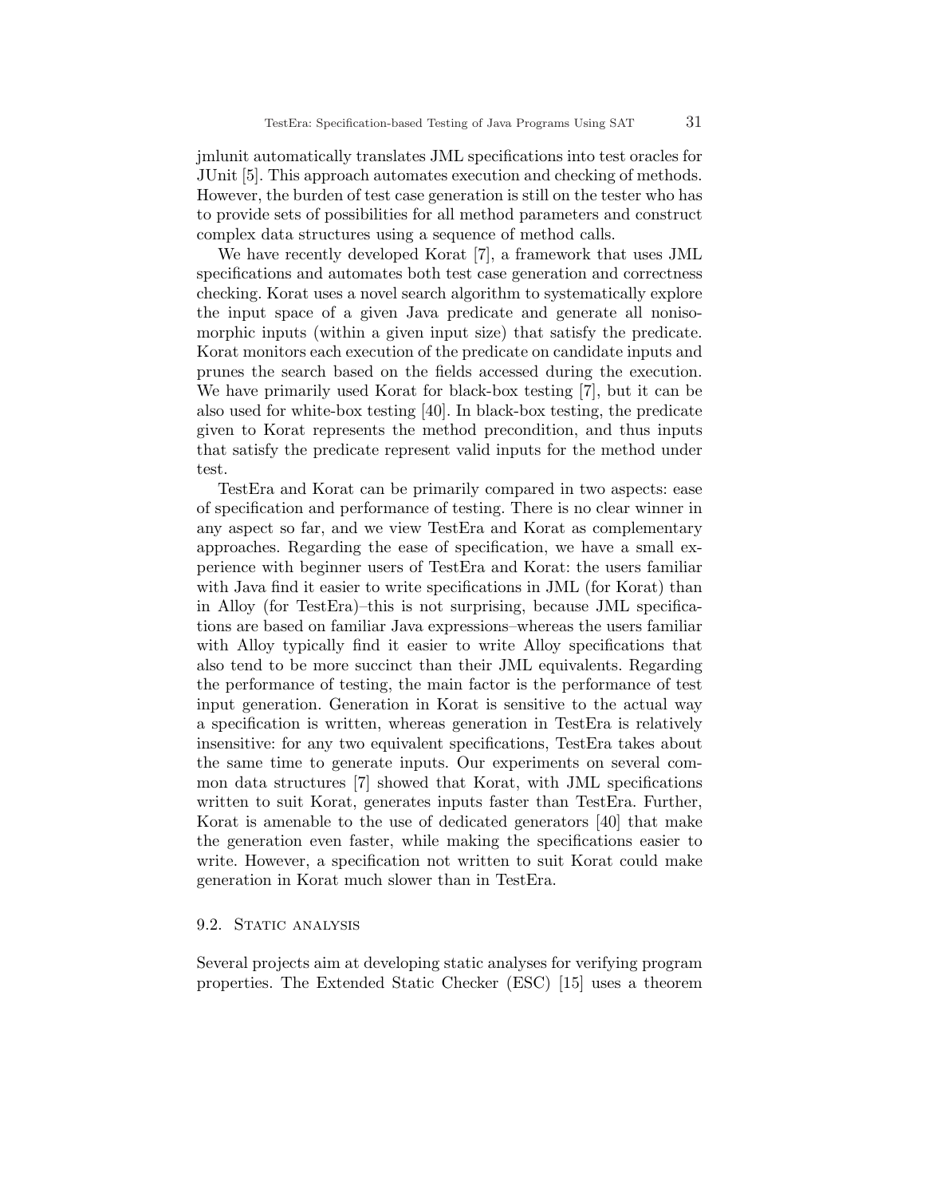jmlunit automatically translates JML specifications into test oracles for JUnit [5]. This approach automates execution and checking of methods. However, the burden of test case generation is still on the tester who has to provide sets of possibilities for all method parameters and construct complex data structures using a sequence of method calls.

We have recently developed Korat [7], a framework that uses JML specifications and automates both test case generation and correctness checking. Korat uses a novel search algorithm to systematically explore the input space of a given Java predicate and generate all nonisomorphic inputs (within a given input size) that satisfy the predicate. Korat monitors each execution of the predicate on candidate inputs and prunes the search based on the fields accessed during the execution. We have primarily used Korat for black-box testing [7], but it can be also used for white-box testing [40]. In black-box testing, the predicate given to Korat represents the method precondition, and thus inputs that satisfy the predicate represent valid inputs for the method under test.

TestEra and Korat can be primarily compared in two aspects: ease of specification and performance of testing. There is no clear winner in any aspect so far, and we view TestEra and Korat as complementary approaches. Regarding the ease of specification, we have a small experience with beginner users of TestEra and Korat: the users familiar with Java find it easier to write specifications in JML (for Korat) than in Alloy (for TestEra)–this is not surprising, because JML specifications are based on familiar Java expressions–whereas the users familiar with Alloy typically find it easier to write Alloy specifications that also tend to be more succinct than their JML equivalents. Regarding the performance of testing, the main factor is the performance of test input generation. Generation in Korat is sensitive to the actual way a specification is written, whereas generation in TestEra is relatively insensitive: for any two equivalent specifications, TestEra takes about the same time to generate inputs. Our experiments on several common data structures [7] showed that Korat, with JML specifications written to suit Korat, generates inputs faster than TestEra. Further, Korat is amenable to the use of dedicated generators [40] that make the generation even faster, while making the specifications easier to write. However, a specification not written to suit Korat could make generation in Korat much slower than in TestEra.

### 9.2. Static analysis

Several projects aim at developing static analyses for verifying program properties. The Extended Static Checker (ESC) [15] uses a theorem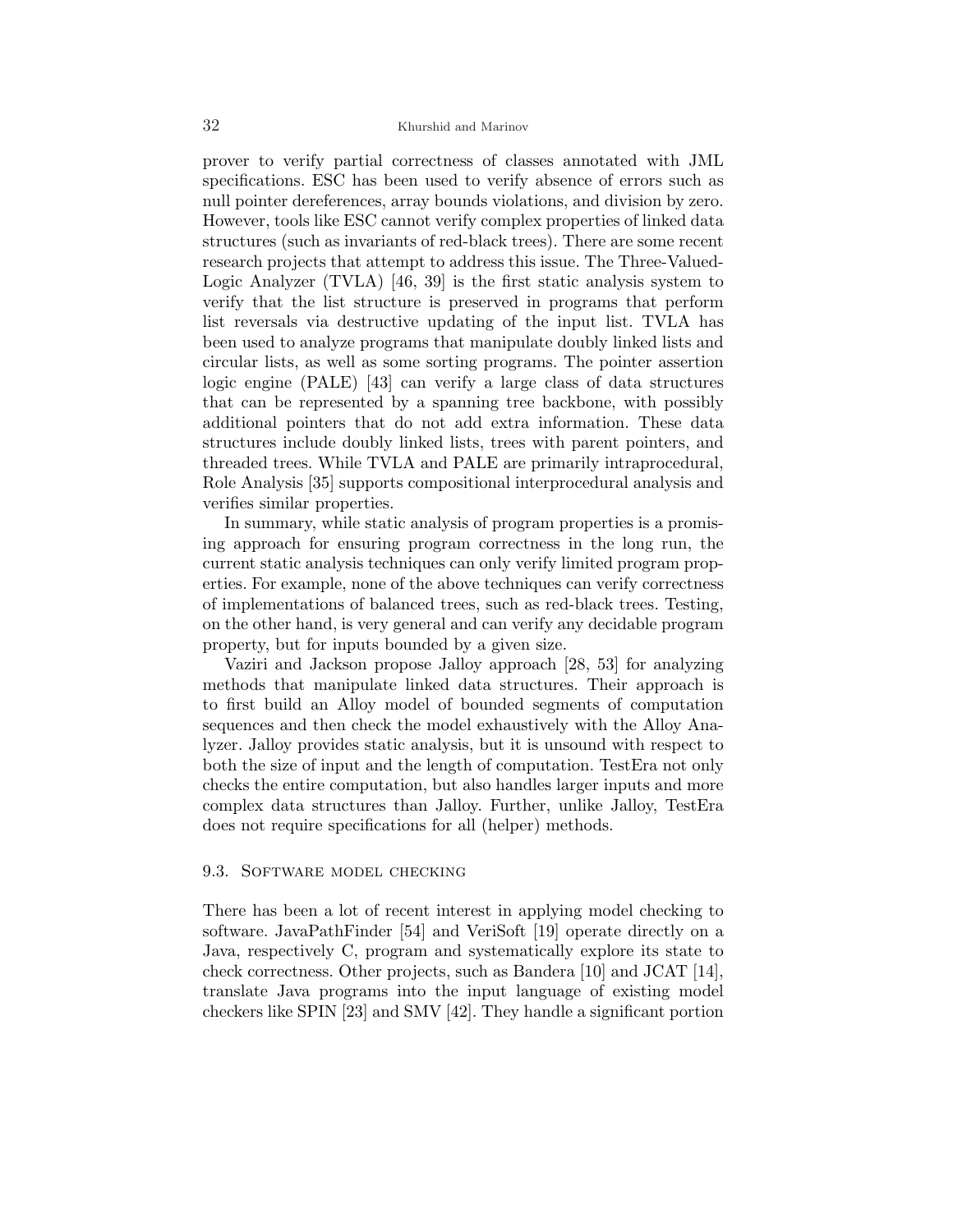prover to verify partial correctness of classes annotated with JML specifications. ESC has been used to verify absence of errors such as null pointer dereferences, array bounds violations, and division by zero. However, tools like ESC cannot verify complex properties of linked data structures (such as invariants of red-black trees). There are some recent research projects that attempt to address this issue. The Three-Valued-Logic Analyzer (TVLA) [46, 39] is the first static analysis system to verify that the list structure is preserved in programs that perform list reversals via destructive updating of the input list. TVLA has been used to analyze programs that manipulate doubly linked lists and circular lists, as well as some sorting programs. The pointer assertion logic engine (PALE) [43] can verify a large class of data structures that can be represented by a spanning tree backbone, with possibly additional pointers that do not add extra information. These data structures include doubly linked lists, trees with parent pointers, and threaded trees. While TVLA and PALE are primarily intraprocedural, Role Analysis [35] supports compositional interprocedural analysis and verifies similar properties.

In summary, while static analysis of program properties is a promising approach for ensuring program correctness in the long run, the current static analysis techniques can only verify limited program properties. For example, none of the above techniques can verify correctness of implementations of balanced trees, such as red-black trees. Testing, on the other hand, is very general and can verify any decidable program property, but for inputs bounded by a given size.

Vaziri and Jackson propose Jalloy approach [28, 53] for analyzing methods that manipulate linked data structures. Their approach is to first build an Alloy model of bounded segments of computation sequences and then check the model exhaustively with the Alloy Analyzer. Jalloy provides static analysis, but it is unsound with respect to both the size of input and the length of computation. TestEra not only checks the entire computation, but also handles larger inputs and more complex data structures than Jalloy. Further, unlike Jalloy, TestEra does not require specifications for all (helper) methods.

### 9.3. Software model checking

There has been a lot of recent interest in applying model checking to software. JavaPathFinder [54] and VeriSoft [19] operate directly on a Java, respectively C, program and systematically explore its state to check correctness. Other projects, such as Bandera [10] and JCAT [14], translate Java programs into the input language of existing model checkers like SPIN [23] and SMV [42]. They handle a significant portion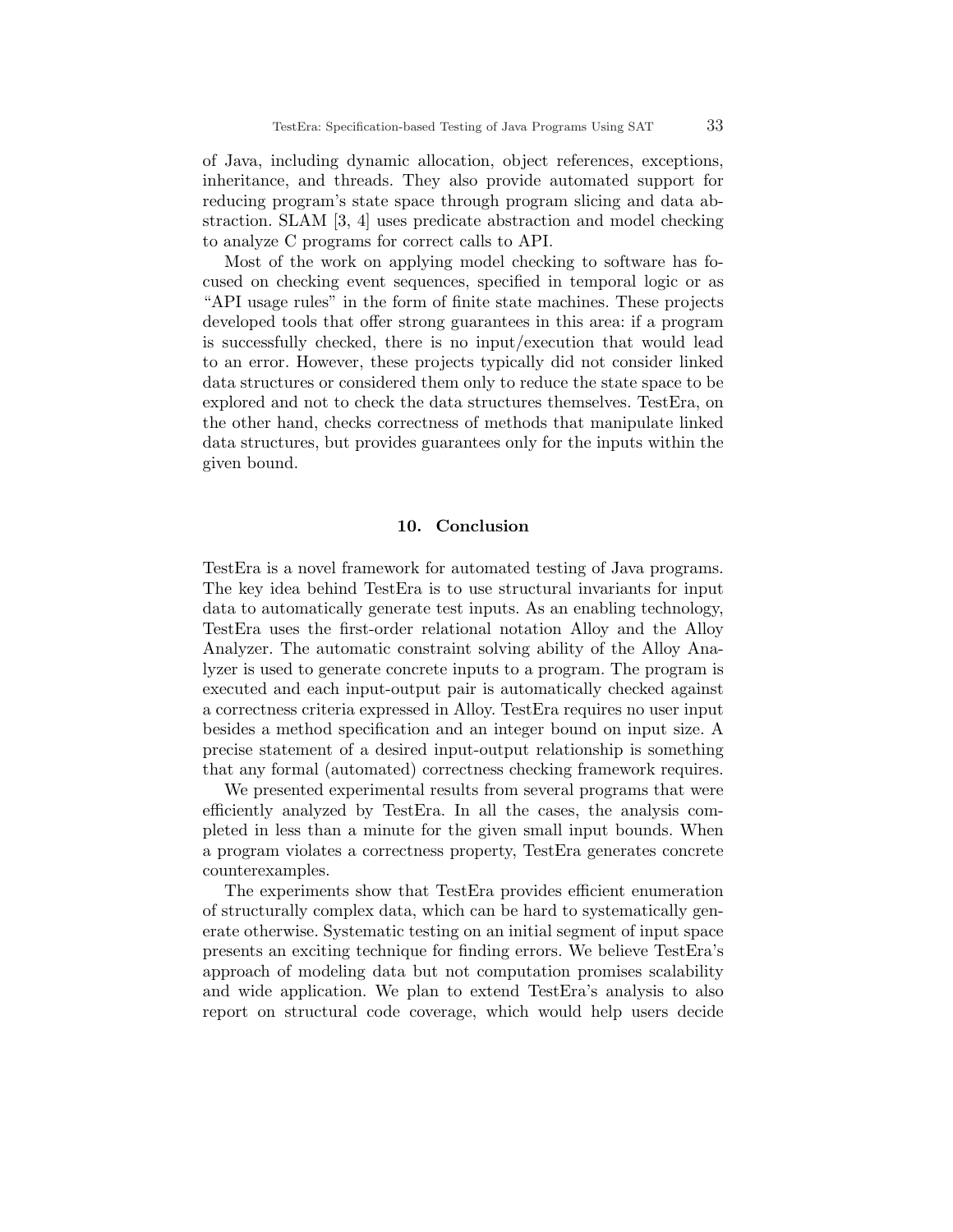of Java, including dynamic allocation, object references, exceptions, inheritance, and threads. They also provide automated support for reducing program's state space through program slicing and data abstraction. SLAM [3, 4] uses predicate abstraction and model checking to analyze C programs for correct calls to API.

Most of the work on applying model checking to software has focused on checking event sequences, specified in temporal logic or as "API usage rules" in the form of finite state machines. These projects developed tools that offer strong guarantees in this area: if a program is successfully checked, there is no input/execution that would lead to an error. However, these projects typically did not consider linked data structures or considered them only to reduce the state space to be explored and not to check the data structures themselves. TestEra, on the other hand, checks correctness of methods that manipulate linked data structures, but provides guarantees only for the inputs within the given bound.

## 10. Conclusion

TestEra is a novel framework for automated testing of Java programs. The key idea behind TestEra is to use structural invariants for input data to automatically generate test inputs. As an enabling technology, TestEra uses the first-order relational notation Alloy and the Alloy Analyzer. The automatic constraint solving ability of the Alloy Analyzer is used to generate concrete inputs to a program. The program is executed and each input-output pair is automatically checked against a correctness criteria expressed in Alloy. TestEra requires no user input besides a method specification and an integer bound on input size. A precise statement of a desired input-output relationship is something that any formal (automated) correctness checking framework requires.

We presented experimental results from several programs that were efficiently analyzed by TestEra. In all the cases, the analysis completed in less than a minute for the given small input bounds. When a program violates a correctness property, TestEra generates concrete counterexamples.

The experiments show that TestEra provides efficient enumeration of structurally complex data, which can be hard to systematically generate otherwise. Systematic testing on an initial segment of input space presents an exciting technique for finding errors. We believe TestEra's approach of modeling data but not computation promises scalability and wide application. We plan to extend TestEra's analysis to also report on structural code coverage, which would help users decide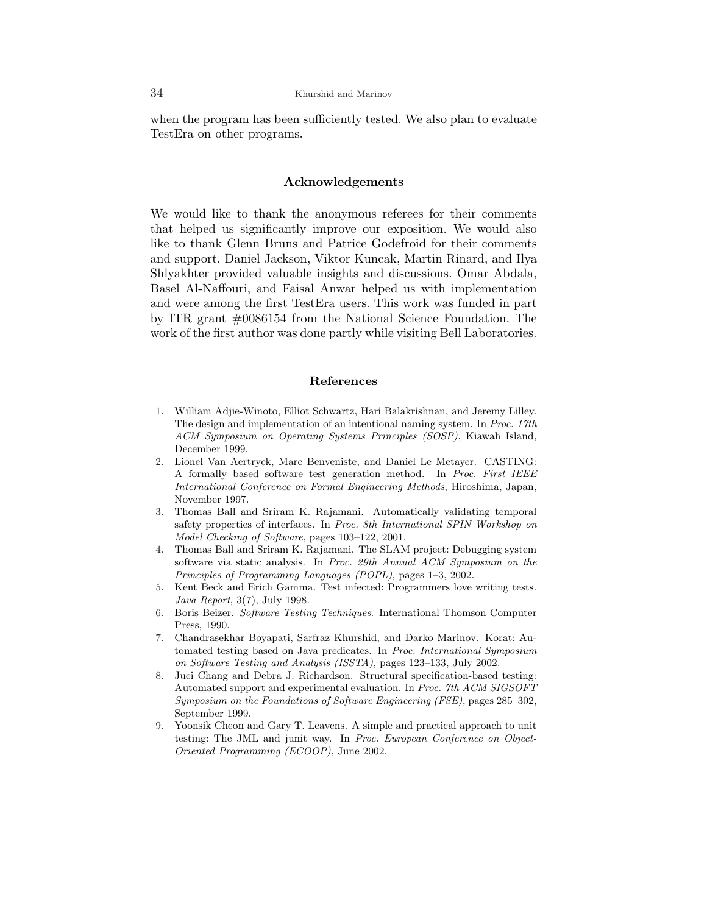when the program has been sufficiently tested. We also plan to evaluate TestEra on other programs.

## Acknowledgements

We would like to thank the anonymous referees for their comments that helped us significantly improve our exposition. We would also like to thank Glenn Bruns and Patrice Godefroid for their comments and support. Daniel Jackson, Viktor Kuncak, Martin Rinard, and Ilya Shlyakhter provided valuable insights and discussions. Omar Abdala, Basel Al-Naffouri, and Faisal Anwar helped us with implementation and were among the first TestEra users. This work was funded in part by ITR grant #0086154 from the National Science Foundation. The work of the first author was done partly while visiting Bell Laboratories.

## References

1. William Adjie-Winoto, Elliot Schwartz, Hari Balakrishnan, and Jeremy Lilley. The design and implementation of an intentional naming system. In *Proc. 17th ACM Symposium on Operating Systems Principles (SOSP)*, Kiawah Island, December 1999.
2. Lionel Van Aertryck, Marc Benveniste, and Daniel Le Metayer. CASTING: A formally based software test generation method. In *Proc. First IEEE International Conference on Formal Engineering Methods*, Hiroshima, Japan, November 1997.
3. Thomas Ball and Sriram K. Rajamani. Automatically validating temporal safety properties of interfaces. In *Proc. 8th International SPIN Workshop on Model Checking of Software*, pages 103–122, 2001.
4. Thomas Ball and Sriram K. Rajamani. The SLAM project: Debugging system software via static analysis. In *Proc. 29th Annual ACM Symposium on the Principles of Programming Languages (POPL)*, pages 1–3, 2002.
5. Kent Beck and Erich Gamma. Test infected: Programmers love writing tests. *Java Report*, 3(7), July 1998.
6. Boris Beizer. *Software Testing Techniques*. International Thomson Computer Press, 1990.
7. Chandrasekhar Boyapati, Sarfraz Khurshid, and Darko Marinov. Korat: Automated testing based on Java predicates. In *Proc. International Symposium on Software Testing and Analysis (ISSTA)*, pages 123–133, July 2002.
8. Juei Chang and Debra J. Richardson. Structural specification-based testing: Automated support and experimental evaluation. In *Proc. 7th ACM SIGSOFT Symposium on the Foundations of Software Engineering (FSE)*, pages 285–302, September 1999.
9. Yoonsik Cheon and Gary T. Leavens. A simple and practical approach to unit testing: The JML and junit way. In *Proc. European Conference on Object-Oriented Programming (ECOOP)*, June 2002.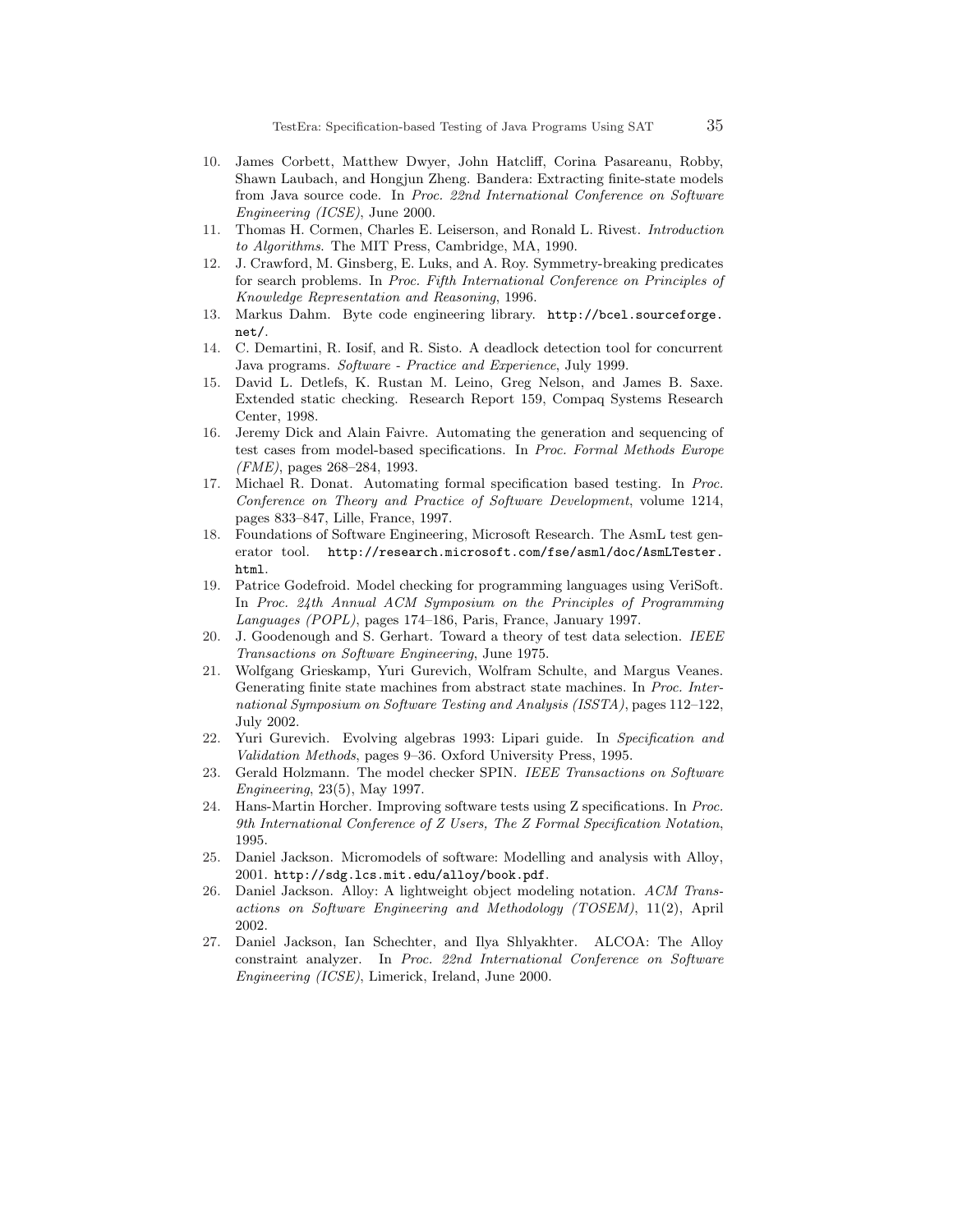10. James Corbett, Matthew Dwyer, John Hatcliff, Corina Pasareanu, Robby, Shawn Laubach, and Hongjun Zheng. Bandera: Extracting finite-state models from Java source code. In *Proc. 22nd International Conference on Software Engineering (ICSE)*, June 2000.
11. Thomas H. Cormen, Charles E. Leiserson, and Ronald L. Rivest. *Introduction to Algorithms*. The MIT Press, Cambridge, MA, 1990.
12. J. Crawford, M. Ginsberg, E. Luks, and A. Roy. Symmetry-breaking predicates for search problems. In *Proc. Fifth International Conference on Principles of Knowledge Representation and Reasoning*, 1996.
13. Markus Dahm. Byte code engineering library. `http://bcel.sourceforge.net/`.
14. C. Demartini, R. Iosif, and R. Sisto. A deadlock detection tool for concurrent Java programs. *Software - Practice and Experience*, July 1999.
15. David L. Detlefs, K. Rustan M. Leino, Greg Nelson, and James B. Saxe. Extended static checking. Research Report 159, Compaq Systems Research Center, 1998.
16. Jeremy Dick and Alain Faivre. Automating the generation and sequencing of test cases from model-based specifications. In *Proc. Formal Methods Europe (FME)*, pages 268–284, 1993.
17. Michael R. Donat. Automating formal specification based testing. In *Proc. Conference on Theory and Practice of Software Development*, volume 1214, pages 833–847, Lille, France, 1997.
18. Foundations of Software Engineering, Microsoft Research. The AsmL test generator tool. `http://research.microsoft.com/fse/asml/doc/AsmLTester.html`.
19. Patrice Godefroid. Model checking for programming languages using VeriSoft. In *Proc. 24th Annual ACM Symposium on the Principles of Programming Languages (POPL)*, pages 174–186, Paris, France, January 1997.
20. J. Goodenough and S. Gerhart. Toward a theory of test data selection. *IEEE Transactions on Software Engineering*, June 1975.
21. Wolfgang Grieskamp, Yuri Gurevich, Wolfram Schulte, and Margus Veanes. Generating finite state machines from abstract state machines. In *Proc. International Symposium on Software Testing and Analysis (ISSTA)*, pages 112–122, July 2002.
22. Yuri Gurevich. Evolving algebras 1993: Lipari guide. In *Specification and Validation Methods*, pages 9–36. Oxford University Press, 1995.
23. Gerald Holzmann. The model checker SPIN. *IEEE Transactions on Software Engineering*, 23(5), May 1997.
24. Hans-Martin Horcher. Improving software tests using Z specifications. In *Proc. 9th International Conference of Z Users, The Z Formal Specification Notation*, 1995.
25. Daniel Jackson. Micromodels of software: Modelling and analysis with Alloy, 2001. `http://sdg.lcs.mit.edu/alloy/book.pdf`.
26. Daniel Jackson. Alloy: A lightweight object modeling notation. *ACM Transactions on Software Engineering and Methodology (TOSEM)*, 11(2), April 2002.
27. Daniel Jackson, Ian Schechter, and Ilya Shlyakhter. ALCOA: The Alloy constraint analyzer. In *Proc. 22nd International Conference on Software Engineering (ICSE)*, Limerick, Ireland, June 2000.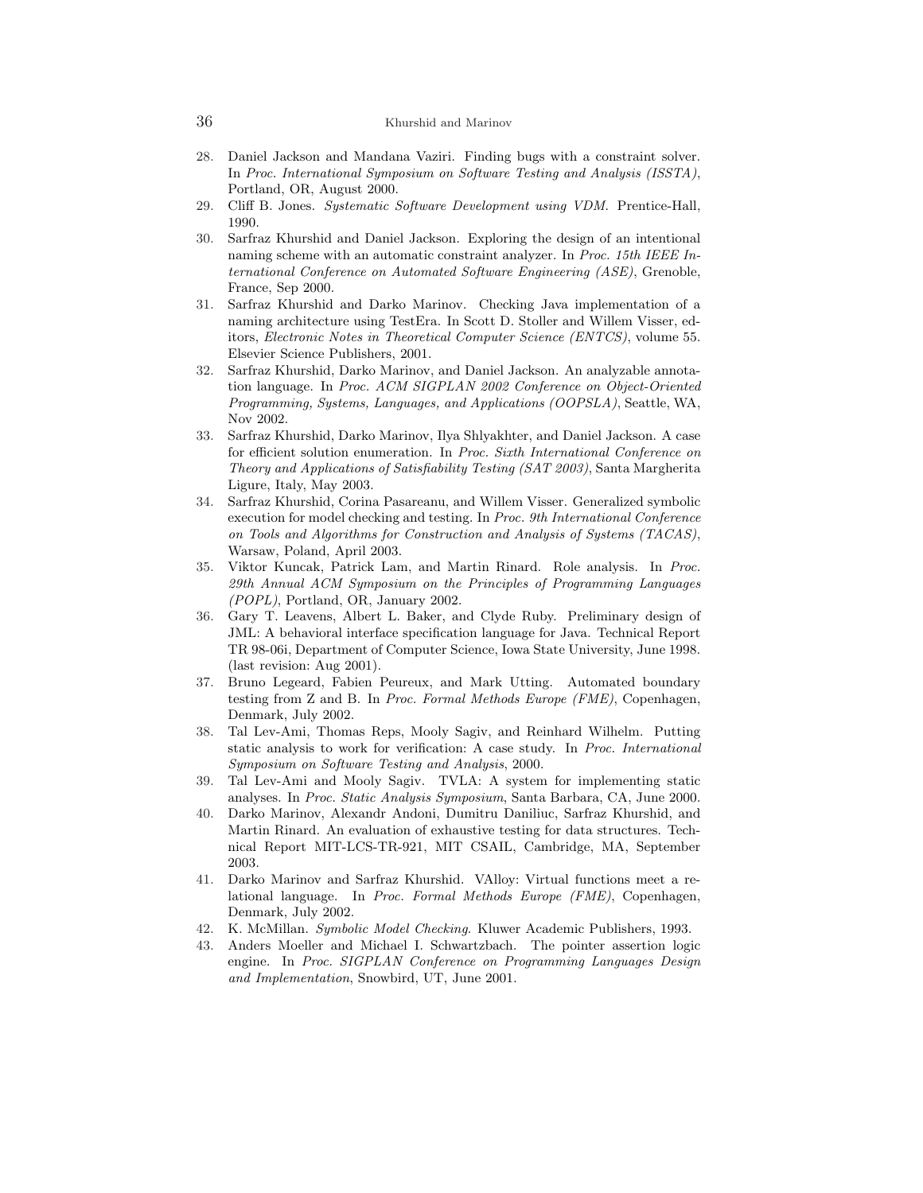28. Daniel Jackson and Mandana Vaziri. Finding bugs with a constraint solver. In *Proc. International Symposium on Software Testing and Analysis (ISSTA)*, Portland, OR, August 2000.
29. Cliff B. Jones. *Systematic Software Development using VDM*. Prentice-Hall, 1990.
30. Sarfraz Khurshid and Daniel Jackson. Exploring the design of an intentional naming scheme with an automatic constraint analyzer. In *Proc. 15th IEEE International Conference on Automated Software Engineering (ASE)*, Grenoble, France, Sep 2000.
31. Sarfraz Khurshid and Darko Marinov. Checking Java implementation of a naming architecture using TestEra. In Scott D. Stoller and Willem Visser, editors, *Electronic Notes in Theoretical Computer Science (ENTCS)*, volume 55. Elsevier Science Publishers, 2001.
32. Sarfraz Khurshid, Darko Marinov, and Daniel Jackson. An analyzable annotation language. In *Proc. ACM SIGPLAN 2002 Conference on Object-Oriented Programming, Systems, Languages, and Applications (OOPSLA)*, Seattle, WA, Nov 2002.
33. Sarfraz Khurshid, Darko Marinov, Ilya Shlyakhter, and Daniel Jackson. A case for efficient solution enumeration. In *Proc. Sixth International Conference on Theory and Applications of Satisfiability Testing (SAT 2003)*, Santa Margherita Ligure, Italy, May 2003.
34. Sarfraz Khurshid, Corina Pasareanu, and Willem Visser. Generalized symbolic execution for model checking and testing. In *Proc. 9th International Conference on Tools and Algorithms for Construction and Analysis of Systems (TACAS)*, Warsaw, Poland, April 2003.
35. Viktor Kuncak, Patrick Lam, and Martin Rinard. Role analysis. In *Proc. 29th Annual ACM Symposium on the Principles of Programming Languages (POPL)*, Portland, OR, January 2002.
36. Gary T. Leavens, Albert L. Baker, and Clyde Ruby. Preliminary design of JML: A behavioral interface specification language for Java. Technical Report TR 98-06i, Department of Computer Science, Iowa State University, June 1998. (last revision: Aug 2001).
37. Bruno Legeard, Fabien Peureux, and Mark Utting. Automated boundary testing from Z and B. In *Proc. Formal Methods Europe (FME)*, Copenhagen, Denmark, July 2002.
38. Tal Lev-Ami, Thomas Reps, Mooly Sagiv, and Reinhard Wilhelm. Putting static analysis to work for verification: A case study. In *Proc. International Symposium on Software Testing and Analysis*, 2000.
39. Tal Lev-Ami and Mooly Sagiv. TVLA: A system for implementing static analyses. In *Proc. Static Analysis Symposium*, Santa Barbara, CA, June 2000.
40. Darko Marinov, Alexandr Andoni, Dumitru Daniliuc, Sarfraz Khurshid, and Martin Rinard. An evaluation of exhaustive testing for data structures. Technical Report MIT-LCS-TR-921, MIT CSAIL, Cambridge, MA, September 2003.
41. Darko Marinov and Sarfraz Khurshid. VAlloy: Virtual functions meet a relational language. In *Proc. Formal Methods Europe (FME)*, Copenhagen, Denmark, July 2002.
42. K. McMillan. *Symbolic Model Checking*. Kluwer Academic Publishers, 1993.
43. Anders Moeller and Michael I. Schwartzbach. The pointer assertion logic engine. In *Proc. SIGPLAN Conference on Programming Languages Design and Implementation*, Snowbird, UT, June 2001.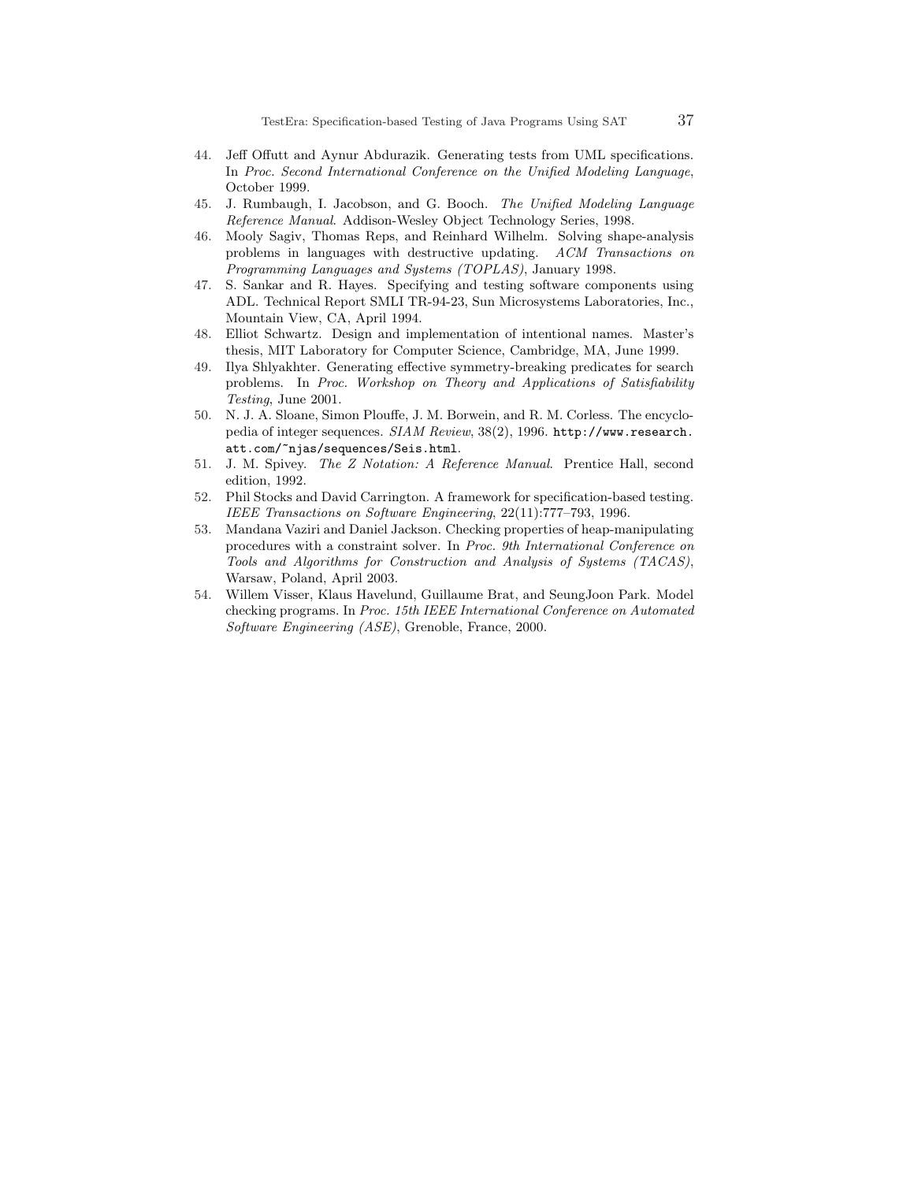44. Jeff Offutt and Aynur Abdurazik. Generating tests from UML specifications. In *Proc. Second International Conference on the Unified Modeling Language*, October 1999.
45. J. Rumbaugh, I. Jacobson, and G. Booch. *The Unified Modeling Language Reference Manual*. Addison-Wesley Object Technology Series, 1998.
46. Mooly Sagiv, Thomas Reps, and Reinhard Wilhelm. Solving shape-analysis problems in languages with destructive updating. *ACM Transactions on Programming Languages and Systems (TOPLAS)*, January 1998.
47. S. Sankar and R. Hayes. Specifying and testing software components using ADL. Technical Report SMLI TR-94-23, Sun Microsystems Laboratories, Inc., Mountain View, CA, April 1994.
48. Elliot Schwartz. Design and implementation of intentional names. Master's thesis, MIT Laboratory for Computer Science, Cambridge, MA, June 1999.
49. Ilya Shlyakhter. Generating effective symmetry-breaking predicates for search problems. In *Proc. Workshop on Theory and Applications of Satisfiability Testing*, June 2001.
50. N. J. A. Sloane, Simon Plouffe, J. M. Borwein, and R. M. Corless. The encyclopedia of integer sequences. *SIAM Review*, 38(2), 1996. `http://www.research.att.com/~njas/sequences/Seis.html`.
51. J. M. Spivey. *The Z Notation: A Reference Manual*. Prentice Hall, second edition, 1992.
52. Phil Stocks and David Carrington. A framework for specification-based testing. *IEEE Transactions on Software Engineering*, 22(11):777–793, 1996.
53. Mandana Vaziri and Daniel Jackson. Checking properties of heap-manipulating procedures with a constraint solver. In *Proc. 9th International Conference on Tools and Algorithms for Construction and Analysis of Systems (TACAS)*, Warsaw, Poland, April 2003.
54. Willem Visser, Klaus Havelund, Guillaume Brat, and SeungJoon Park. Model checking programs. In *Proc. 15th IEEE International Conference on Automated Software Engineering (ASE)*, Grenoble, France, 2000.